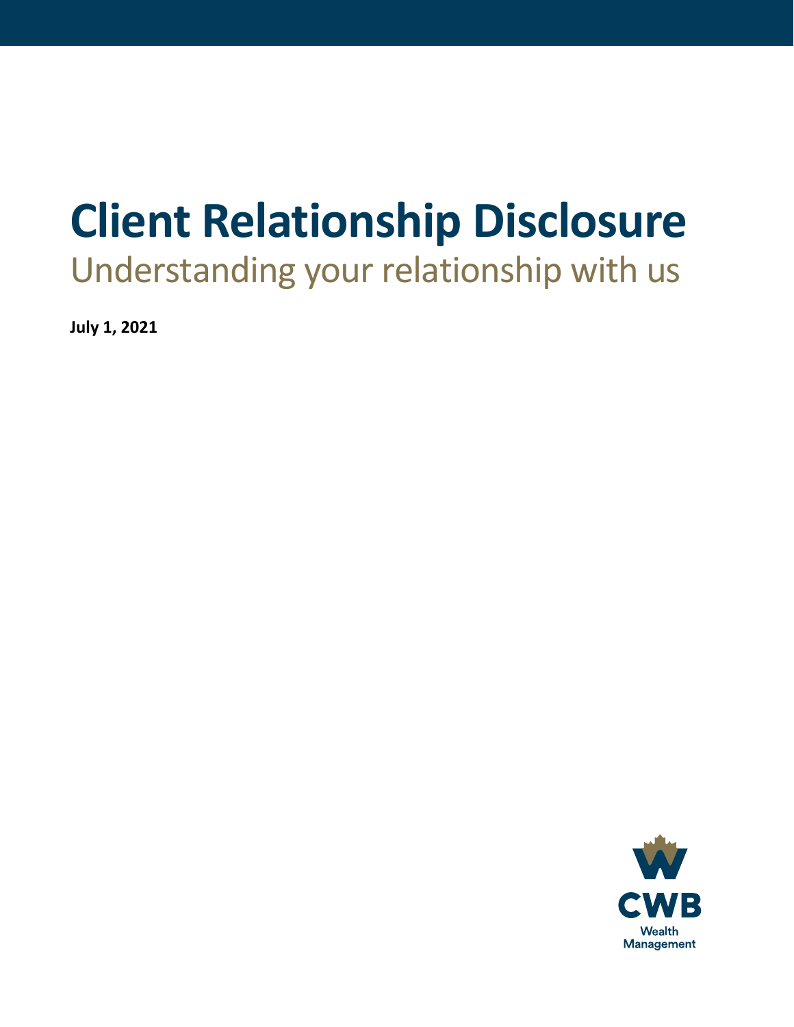# Client Relationship Disclosure

## Understanding your relationship with us

**July 1, 2021**

CWB

Wealth Management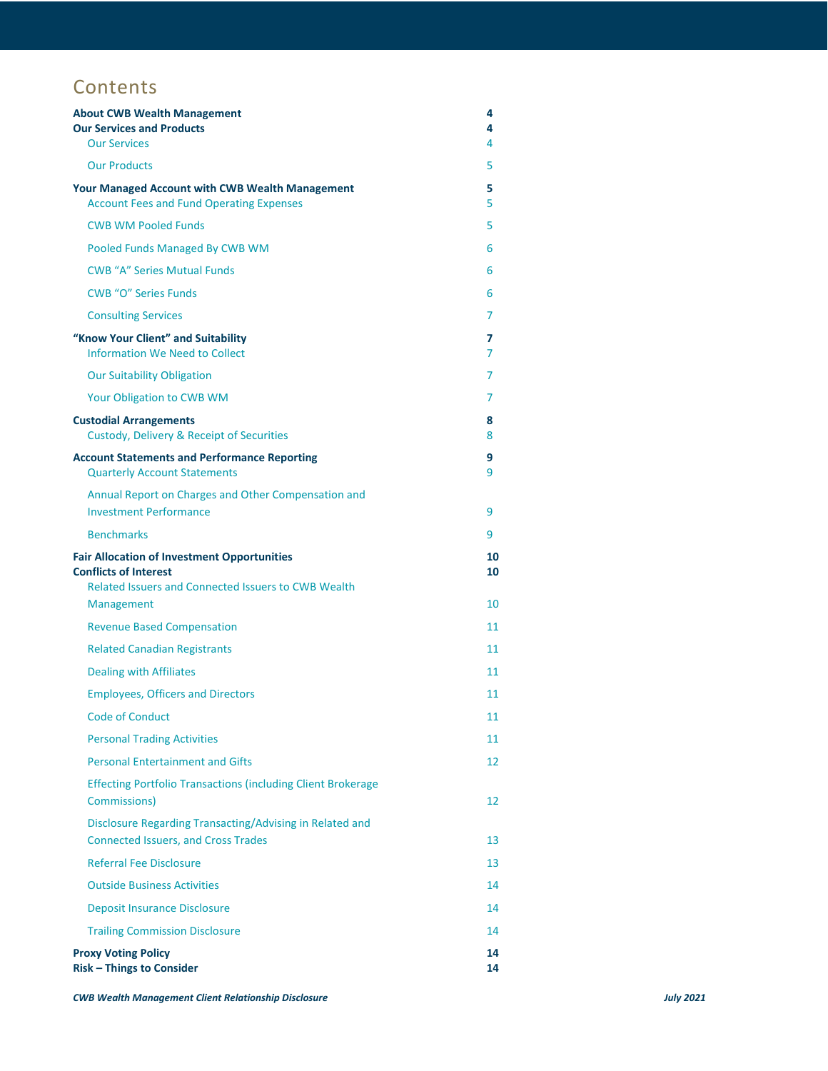# Contents

| | |
|---|---|
| **About CWB Wealth Management** | **4** |
| **Our Services and Products** | **4** |
| Our Services | 4 |
| Our Products | 5 |
| **Your Managed Account with CWB Wealth Management** | **5** |
| Account Fees and Fund Operating Expenses | 5 |
| CWB WM Pooled Funds | 5 |
| Pooled Funds Managed By CWB WM | 6 |
| CWB "A" Series Mutual Funds | 6 |
| CWB "O" Series Funds | 6 |
| Consulting Services | 7 |
| **"Know Your Client" and Suitability** | **7** |
| Information We Need to Collect | 7 |
| Our Suitability Obligation | 7 |
| Your Obligation to CWB WM | 7 |
| **Custodial Arrangements** | **8** |
| Custody, Delivery & Receipt of Securities | 8 |
| **Account Statements and Performance Reporting** | **9** |
| Quarterly Account Statements | 9 |
| Annual Report on Charges and Other Compensation and Investment Performance | 9 |
| Benchmarks | 9 |
| **Fair Allocation of Investment Opportunities** | **10** |
| **Conflicts of Interest** | **10** |
| Related Issuers and Connected Issuers to CWB Wealth Management | 10 |
| Revenue Based Compensation | 11 |
| Related Canadian Registrants | 11 |
| Dealing with Affiliates | 11 |
| Employees, Officers and Directors | 11 |
| Code of Conduct | 11 |
| Personal Trading Activities | 11 |
| Personal Entertainment and Gifts | 12 |
| Effecting Portfolio Transactions (including Client Brokerage Commissions) | 12 |
| Disclosure Regarding Transacting/Advising in Related and Connected Issuers, and Cross Trades | 13 |
| Referral Fee Disclosure | 13 |
| Outside Business Activities | 14 |
| Deposit Insurance Disclosure | 14 |
| Trailing Commission Disclosure | 14 |
| **Proxy Voting Policy** | **14** |
| **Risk – Things to Consider** | **14** |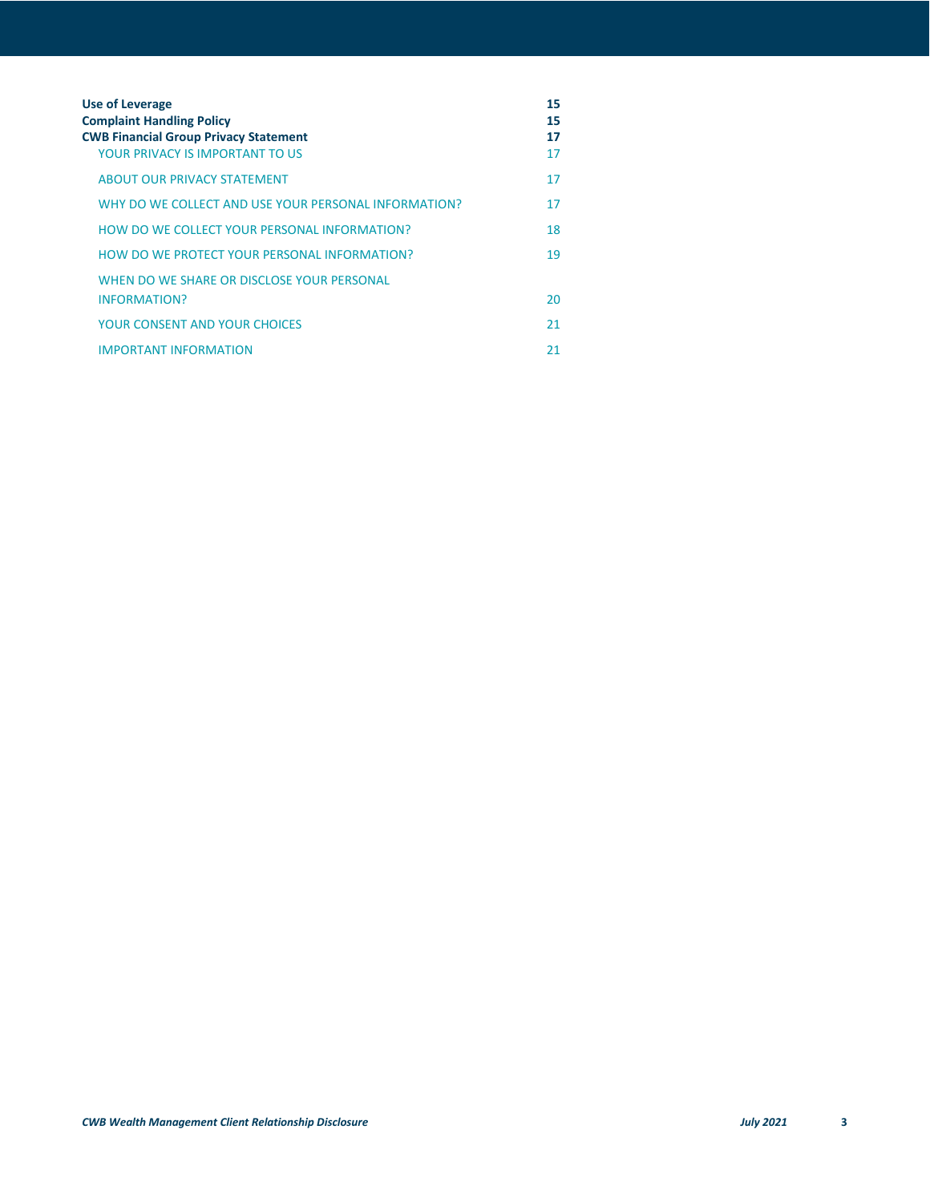| | |
|---|---|
| **Use of Leverage** | **15** |
| **Complaint Handling Policy** | **15** |
| **CWB Financial Group Privacy Statement** | **17** |
| YOUR PRIVACY IS IMPORTANT TO US | 17 |
| ABOUT OUR PRIVACY STATEMENT | 17 |
| WHY DO WE COLLECT AND USE YOUR PERSONAL INFORMATION? | 17 |
| HOW DO WE COLLECT YOUR PERSONAL INFORMATION? | 18 |
| HOW DO WE PROTECT YOUR PERSONAL INFORMATION? | 19 |
| WHEN DO WE SHARE OR DISCLOSE YOUR PERSONAL INFORMATION? | 20 |
| YOUR CONSENT AND YOUR CHOICES | 21 |
| IMPORTANT INFORMATION | 21 |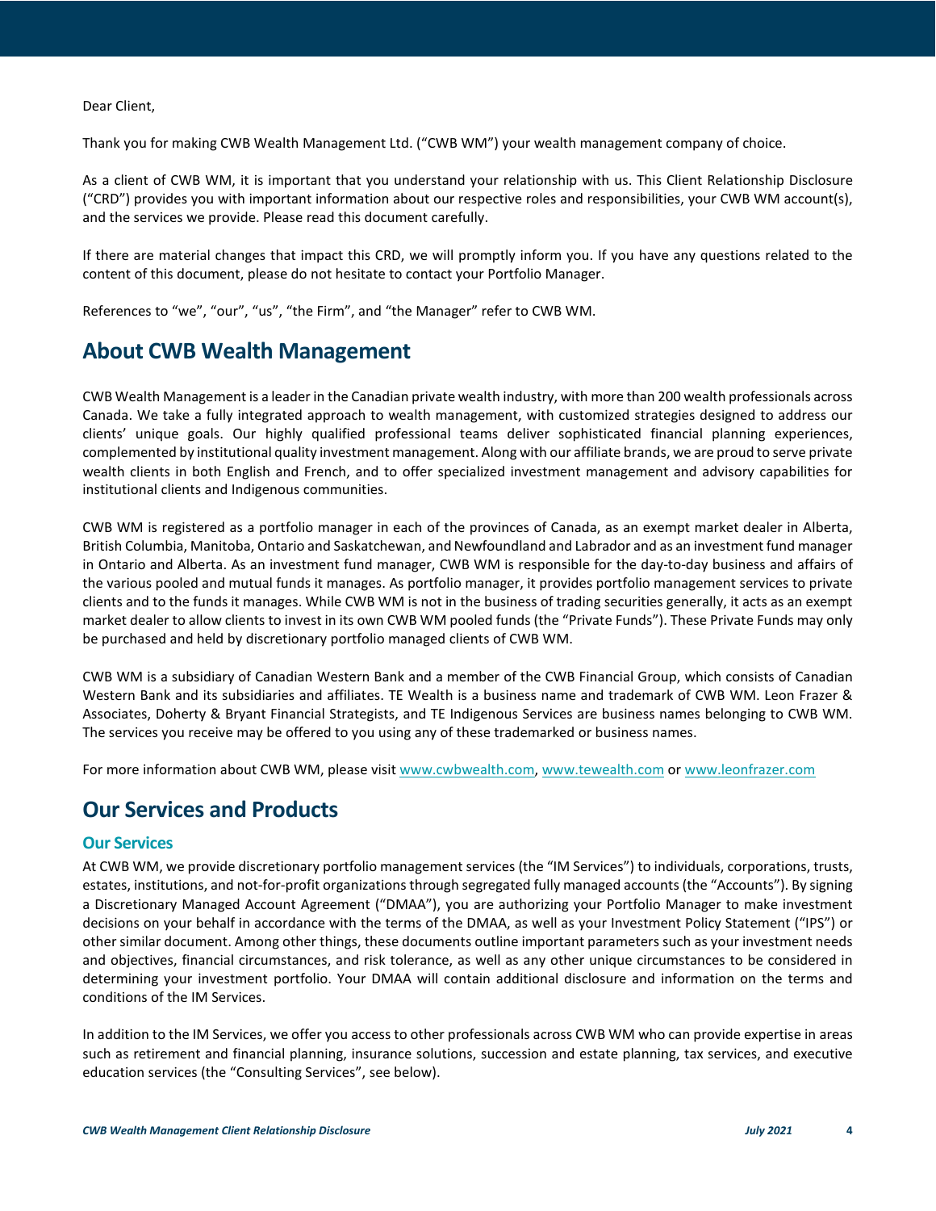Dear Client,

Thank you for making CWB Wealth Management Ltd. ("CWB WM") your wealth management company of choice.

As a client of CWB WM, it is important that you understand your relationship with us. This Client Relationship Disclosure ("CRD") provides you with important information about our respective roles and responsibilities, your CWB WM account(s), and the services we provide. Please read this document carefully.

If there are material changes that impact this CRD, we will promptly inform you. If you have any questions related to the content of this document, please do not hesitate to contact your Portfolio Manager.

References to "we", "our", "us", "the Firm", and "the Manager" refer to CWB WM.

# About CWB Wealth Management

CWB Wealth Management is a leader in the Canadian private wealth industry, with more than 200 wealth professionals across Canada. We take a fully integrated approach to wealth management, with customized strategies designed to address our clients' unique goals. Our highly qualified professional teams deliver sophisticated financial planning experiences, complemented by institutional quality investment management. Along with our affiliate brands, we are proud to serve private wealth clients in both English and French, and to offer specialized investment management and advisory capabilities for institutional clients and Indigenous communities.

CWB WM is registered as a portfolio manager in each of the provinces of Canada, as an exempt market dealer in Alberta, British Columbia, Manitoba, Ontario and Saskatchewan, and Newfoundland and Labrador and as an investment fund manager in Ontario and Alberta. As an investment fund manager, CWB WM is responsible for the day-to-day business and affairs of the various pooled and mutual funds it manages. As portfolio manager, it provides portfolio management services to private clients and to the funds it manages. While CWB WM is not in the business of trading securities generally, it acts as an exempt market dealer to allow clients to invest in its own CWB WM pooled funds (the "Private Funds"). These Private Funds may only be purchased and held by discretionary portfolio managed clients of CWB WM.

CWB WM is a subsidiary of Canadian Western Bank and a member of the CWB Financial Group, which consists of Canadian Western Bank and its subsidiaries and affiliates. TE Wealth is a business name and trademark of CWB WM. Leon Frazer & Associates, Doherty & Bryant Financial Strategists, and TE Indigenous Services are business names belonging to CWB WM. The services you receive may be offered to you using any of these trademarked or business names.

For more information about CWB WM, please visit www.cwbwealth.com, www.tewealth.com or www.leonfrazer.com

# Our Services and Products

## Our Services

At CWB WM, we provide discretionary portfolio management services (the "IM Services") to individuals, corporations, trusts, estates, institutions, and not-for-profit organizations through segregated fully managed accounts (the "Accounts"). By signing a Discretionary Managed Account Agreement ("DMAA"), you are authorizing your Portfolio Manager to make investment decisions on your behalf in accordance with the terms of the DMAA, as well as your Investment Policy Statement ("IPS") or other similar document. Among other things, these documents outline important parameters such as your investment needs and objectives, financial circumstances, and risk tolerance, as well as any other unique circumstances to be considered in determining your investment portfolio. Your DMAA will contain additional disclosure and information on the terms and conditions of the IM Services.

In addition to the IM Services, we offer you access to other professionals across CWB WM who can provide expertise in areas such as retirement and financial planning, insurance solutions, succession and estate planning, tax services, and executive education services (the "Consulting Services", see below).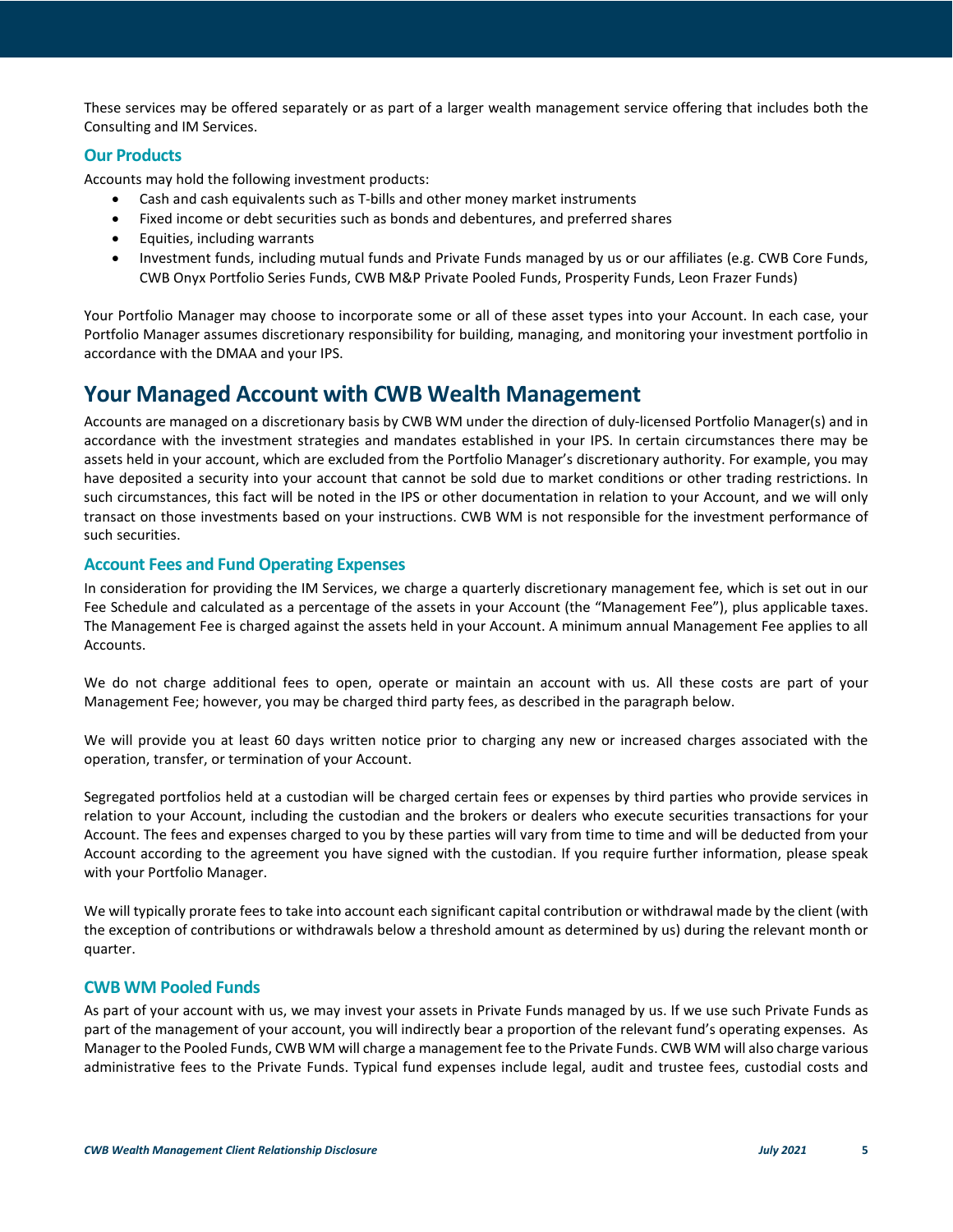These services may be offered separately or as part of a larger wealth management service offering that includes both the Consulting and IM Services.

### Our Products

Accounts may hold the following investment products:

- Cash and cash equivalents such as T-bills and other money market instruments
- Fixed income or debt securities such as bonds and debentures, and preferred shares
- Equities, including warrants
- Investment funds, including mutual funds and Private Funds managed by us or our affiliates (e.g. CWB Core Funds, CWB Onyx Portfolio Series Funds, CWB M&P Private Pooled Funds, Prosperity Funds, Leon Frazer Funds)

Your Portfolio Manager may choose to incorporate some or all of these asset types into your Account. In each case, your Portfolio Manager assumes discretionary responsibility for building, managing, and monitoring your investment portfolio in accordance with the DMAA and your IPS.

## Your Managed Account with CWB Wealth Management

Accounts are managed on a discretionary basis by CWB WM under the direction of duly-licensed Portfolio Manager(s) and in accordance with the investment strategies and mandates established in your IPS. In certain circumstances there may be assets held in your account, which are excluded from the Portfolio Manager's discretionary authority. For example, you may have deposited a security into your account that cannot be sold due to market conditions or other trading restrictions. In such circumstances, this fact will be noted in the IPS or other documentation in relation to your Account, and we will only transact on those investments based on your instructions. CWB WM is not responsible for the investment performance of such securities.

### Account Fees and Fund Operating Expenses

In consideration for providing the IM Services, we charge a quarterly discretionary management fee, which is set out in our Fee Schedule and calculated as a percentage of the assets in your Account (the "Management Fee"), plus applicable taxes. The Management Fee is charged against the assets held in your Account. A minimum annual Management Fee applies to all Accounts.

We do not charge additional fees to open, operate or maintain an account with us. All these costs are part of your Management Fee; however, you may be charged third party fees, as described in the paragraph below.

We will provide you at least 60 days written notice prior to charging any new or increased charges associated with the operation, transfer, or termination of your Account.

Segregated portfolios held at a custodian will be charged certain fees or expenses by third parties who provide services in relation to your Account, including the custodian and the brokers or dealers who execute securities transactions for your Account. The fees and expenses charged to you by these parties will vary from time to time and will be deducted from your Account according to the agreement you have signed with the custodian. If you require further information, please speak with your Portfolio Manager.

We will typically prorate fees to take into account each significant capital contribution or withdrawal made by the client (with the exception of contributions or withdrawals below a threshold amount as determined by us) during the relevant month or quarter.

### CWB WM Pooled Funds

As part of your account with us, we may invest your assets in Private Funds managed by us. If we use such Private Funds as part of the management of your account, you will indirectly bear a proportion of the relevant fund's operating expenses. As Manager to the Pooled Funds, CWB WM will charge a management fee to the Private Funds. CWB WM will also charge various administrative fees to the Private Funds. Typical fund expenses include legal, audit and trustee fees, custodial costs and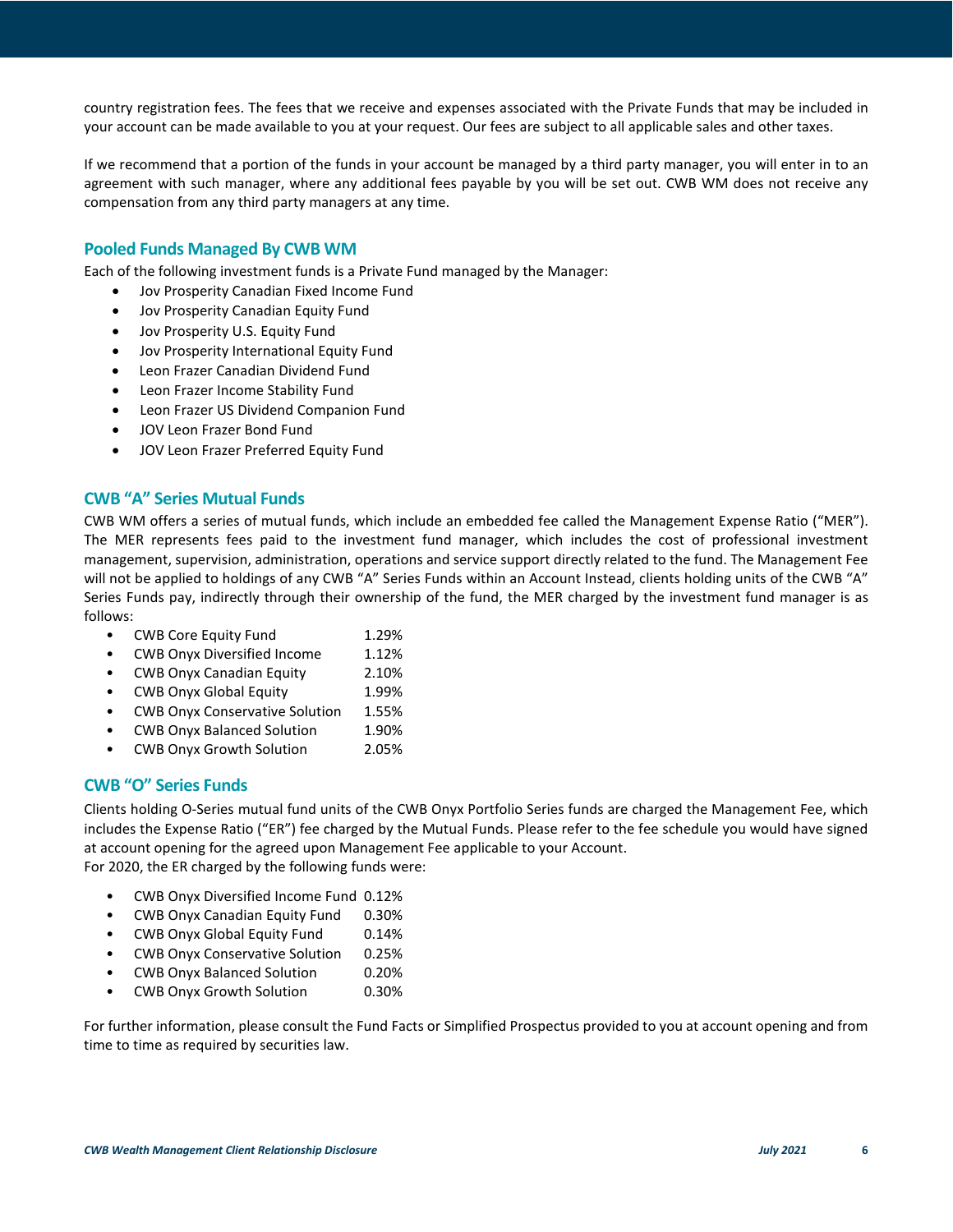country registration fees. The fees that we receive and expenses associated with the Private Funds that may be included in your account can be made available to you at your request. Our fees are subject to all applicable sales and other taxes.

If we recommend that a portion of the funds in your account be managed by a third party manager, you will enter in to an agreement with such manager, where any additional fees payable by you will be set out. CWB WM does not receive any compensation from any third party managers at any time.

## Pooled Funds Managed By CWB WM

Each of the following investment funds is a Private Fund managed by the Manager:

- Jov Prosperity Canadian Fixed Income Fund
- Jov Prosperity Canadian Equity Fund
- Jov Prosperity U.S. Equity Fund
- Jov Prosperity International Equity Fund
- Leon Frazer Canadian Dividend Fund
- Leon Frazer Income Stability Fund
- Leon Frazer US Dividend Companion Fund
- JOV Leon Frazer Bond Fund
- JOV Leon Frazer Preferred Equity Fund

## CWB "A" Series Mutual Funds

CWB WM offers a series of mutual funds, which include an embedded fee called the Management Expense Ratio ("MER"). The MER represents fees paid to the investment fund manager, which includes the cost of professional investment management, supervision, administration, operations and service support directly related to the fund. The Management Fee will not be applied to holdings of any CWB "A" Series Funds within an Account Instead, clients holding units of the CWB "A" Series Funds pay, indirectly through their ownership of the fund, the MER charged by the investment fund manager is as follows:

- CWB Core Equity Fund 1.29%
- CWB Onyx Diversified Income 1.12%
- CWB Onyx Canadian Equity 2.10%
- CWB Onyx Global Equity 1.99%
- CWB Onyx Conservative Solution 1.55%
- CWB Onyx Balanced Solution 1.90%
- CWB Onyx Growth Solution 2.05%

## CWB "O" Series Funds

Clients holding O-Series mutual fund units of the CWB Onyx Portfolio Series funds are charged the Management Fee, which includes the Expense Ratio ("ER") fee charged by the Mutual Funds. Please refer to the fee schedule you would have signed at account opening for the agreed upon Management Fee applicable to your Account.
For 2020, the ER charged by the following funds were:

- CWB Onyx Diversified Income Fund 0.12%
- CWB Onyx Canadian Equity Fund 0.30%
- CWB Onyx Global Equity Fund 0.14%
- CWB Onyx Conservative Solution 0.25%
- CWB Onyx Balanced Solution 0.20%
- CWB Onyx Growth Solution 0.30%

For further information, please consult the Fund Facts or Simplified Prospectus provided to you at account opening and from time to time as required by securities law.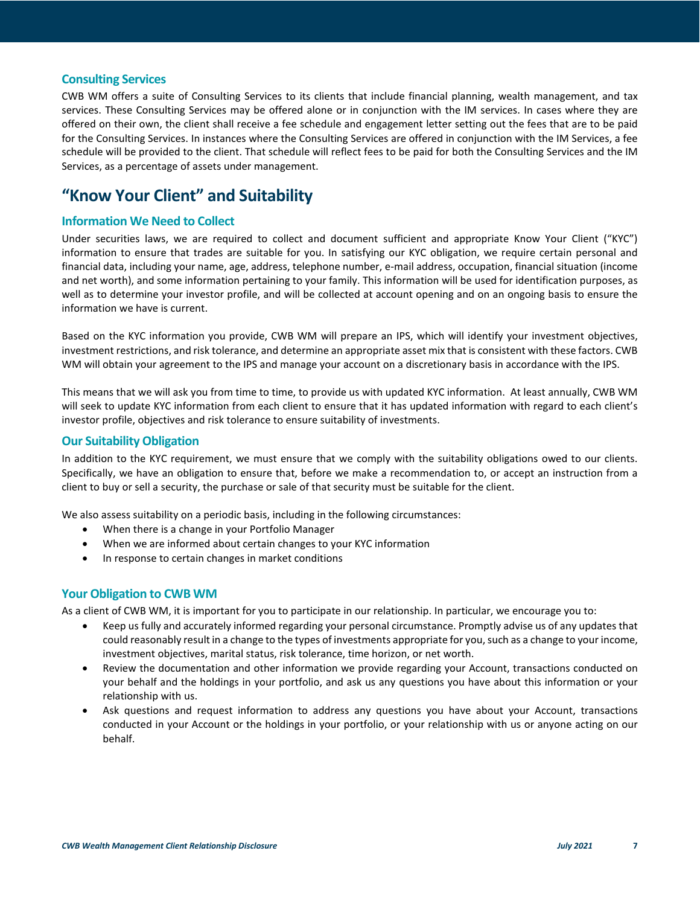### Consulting Services

CWB WM offers a suite of Consulting Services to its clients that include financial planning, wealth management, and tax services. These Consulting Services may be offered alone or in conjunction with the IM services. In cases where they are offered on their own, the client shall receive a fee schedule and engagement letter setting out the fees that are to be paid for the Consulting Services. In instances where the Consulting Services are offered in conjunction with the IM Services, a fee schedule will be provided to the client. That schedule will reflect fees to be paid for both the Consulting Services and the IM Services, as a percentage of assets under management.

## "Know Your Client" and Suitability

### Information We Need to Collect

Under securities laws, we are required to collect and document sufficient and appropriate Know Your Client ("KYC") information to ensure that trades are suitable for you. In satisfying our KYC obligation, we require certain personal and financial data, including your name, age, address, telephone number, e-mail address, occupation, financial situation (income and net worth), and some information pertaining to your family. This information will be used for identification purposes, as well as to determine your investor profile, and will be collected at account opening and on an ongoing basis to ensure the information we have is current.

Based on the KYC information you provide, CWB WM will prepare an IPS, which will identify your investment objectives, investment restrictions, and risk tolerance, and determine an appropriate asset mix that is consistent with these factors. CWB WM will obtain your agreement to the IPS and manage your account on a discretionary basis in accordance with the IPS.

This means that we will ask you from time to time, to provide us with updated KYC information. At least annually, CWB WM will seek to update KYC information from each client to ensure that it has updated information with regard to each client's investor profile, objectives and risk tolerance to ensure suitability of investments.

### Our Suitability Obligation

In addition to the KYC requirement, we must ensure that we comply with the suitability obligations owed to our clients. Specifically, we have an obligation to ensure that, before we make a recommendation to, or accept an instruction from a client to buy or sell a security, the purchase or sale of that security must be suitable for the client.

We also assess suitability on a periodic basis, including in the following circumstances:

- When there is a change in your Portfolio Manager
- When we are informed about certain changes to your KYC information
- In response to certain changes in market conditions

### Your Obligation to CWB WM

As a client of CWB WM, it is important for you to participate in our relationship. In particular, we encourage you to:

- Keep us fully and accurately informed regarding your personal circumstance. Promptly advise us of any updates that could reasonably result in a change to the types of investments appropriate for you, such as a change to your income, investment objectives, marital status, risk tolerance, time horizon, or net worth.
- Review the documentation and other information we provide regarding your Account, transactions conducted on your behalf and the holdings in your portfolio, and ask us any questions you have about this information or your relationship with us.
- Ask questions and request information to address any questions you have about your Account, transactions conducted in your Account or the holdings in your portfolio, or your relationship with us or anyone acting on our behalf.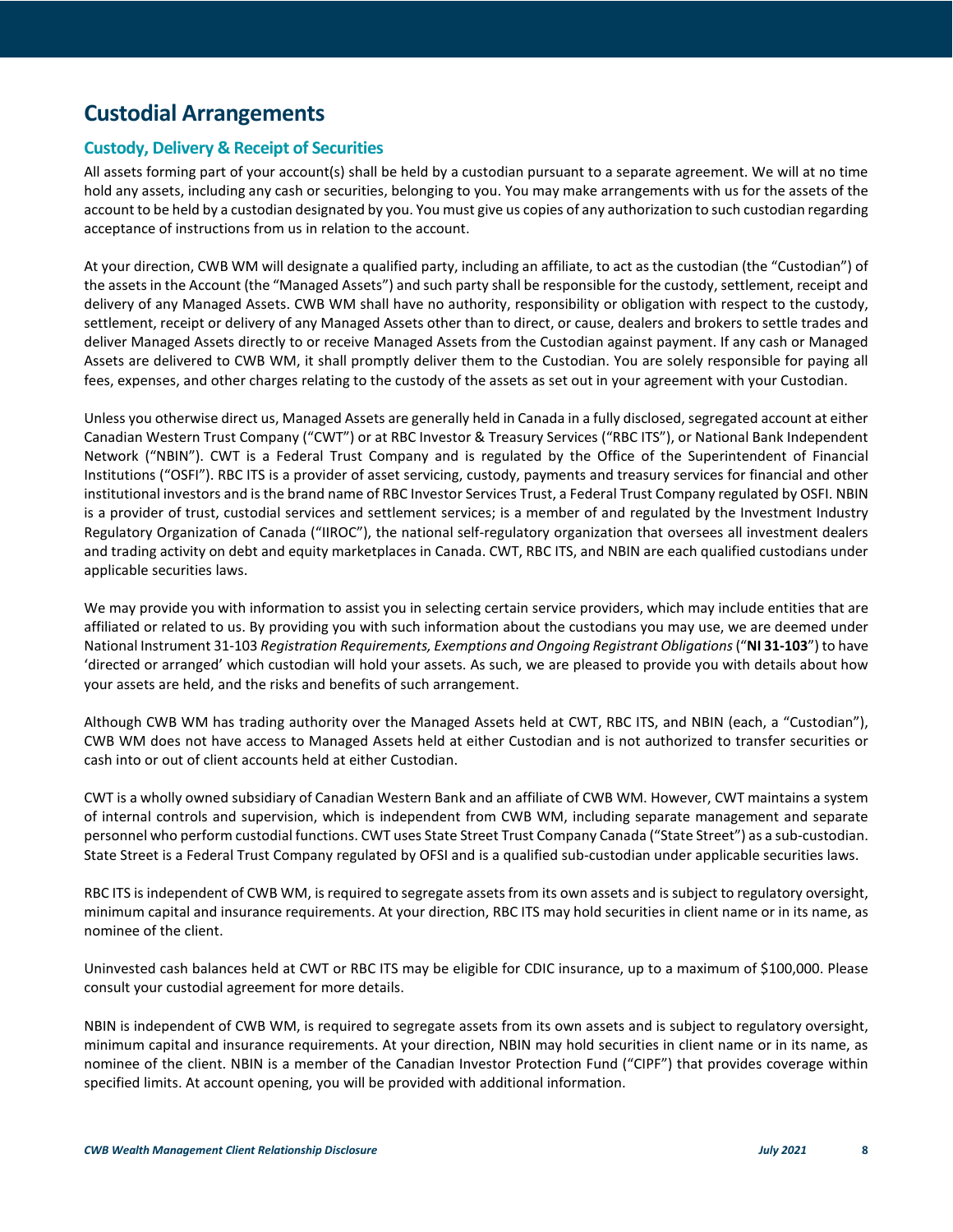# Custodial Arrangements

## Custody, Delivery & Receipt of Securities

All assets forming part of your account(s) shall be held by a custodian pursuant to a separate agreement. We will at no time hold any assets, including any cash or securities, belonging to you. You may make arrangements with us for the assets of the account to be held by a custodian designated by you. You must give us copies of any authorization to such custodian regarding acceptance of instructions from us in relation to the account.

At your direction, CWB WM will designate a qualified party, including an affiliate, to act as the custodian (the "Custodian") of the assets in the Account (the "Managed Assets") and such party shall be responsible for the custody, settlement, receipt and delivery of any Managed Assets. CWB WM shall have no authority, responsibility or obligation with respect to the custody, settlement, receipt or delivery of any Managed Assets other than to direct, or cause, dealers and brokers to settle trades and deliver Managed Assets directly to or receive Managed Assets from the Custodian against payment. If any cash or Managed Assets are delivered to CWB WM, it shall promptly deliver them to the Custodian. You are solely responsible for paying all fees, expenses, and other charges relating to the custody of the assets as set out in your agreement with your Custodian.

Unless you otherwise direct us, Managed Assets are generally held in Canada in a fully disclosed, segregated account at either Canadian Western Trust Company ("CWT") or at RBC Investor & Treasury Services ("RBC ITS"), or National Bank Independent Network ("NBIN"). CWT is a Federal Trust Company and is regulated by the Office of the Superintendent of Financial Institutions ("OSFI"). RBC ITS is a provider of asset servicing, custody, payments and treasury services for financial and other institutional investors and is the brand name of RBC Investor Services Trust, a Federal Trust Company regulated by OSFI. NBIN is a provider of trust, custodial services and settlement services; is a member of and regulated by the Investment Industry Regulatory Organization of Canada ("IIROC"), the national self-regulatory organization that oversees all investment dealers and trading activity on debt and equity marketplaces in Canada. CWT, RBC ITS, and NBIN are each qualified custodians under applicable securities laws.

We may provide you with information to assist you in selecting certain service providers, which may include entities that are affiliated or related to us. By providing you with such information about the custodians you may use, we are deemed under National Instrument 31-103 *Registration Requirements, Exemptions and Ongoing Registrant Obligations* ("**NI 31-103**") to have 'directed or arranged' which custodian will hold your assets. As such, we are pleased to provide you with details about how your assets are held, and the risks and benefits of such arrangement.

Although CWB WM has trading authority over the Managed Assets held at CWT, RBC ITS, and NBIN (each, a "Custodian"), CWB WM does not have access to Managed Assets held at either Custodian and is not authorized to transfer securities or cash into or out of client accounts held at either Custodian.

CWT is a wholly owned subsidiary of Canadian Western Bank and an affiliate of CWB WM. However, CWT maintains a system of internal controls and supervision, which is independent from CWB WM, including separate management and separate personnel who perform custodial functions. CWT uses State Street Trust Company Canada ("State Street") as a sub-custodian. State Street is a Federal Trust Company regulated by OFSI and is a qualified sub-custodian under applicable securities laws.

RBC ITS is independent of CWB WM, is required to segregate assets from its own assets and is subject to regulatory oversight, minimum capital and insurance requirements. At your direction, RBC ITS may hold securities in client name or in its name, as nominee of the client.

Uninvested cash balances held at CWT or RBC ITS may be eligible for CDIC insurance, up to a maximum of $100,000. Please consult your custodial agreement for more details.

NBIN is independent of CWB WM, is required to segregate assets from its own assets and is subject to regulatory oversight, minimum capital and insurance requirements. At your direction, NBIN may hold securities in client name or in its name, as nominee of the client. NBIN is a member of the Canadian Investor Protection Fund ("CIPF") that provides coverage within specified limits. At account opening, you will be provided with additional information.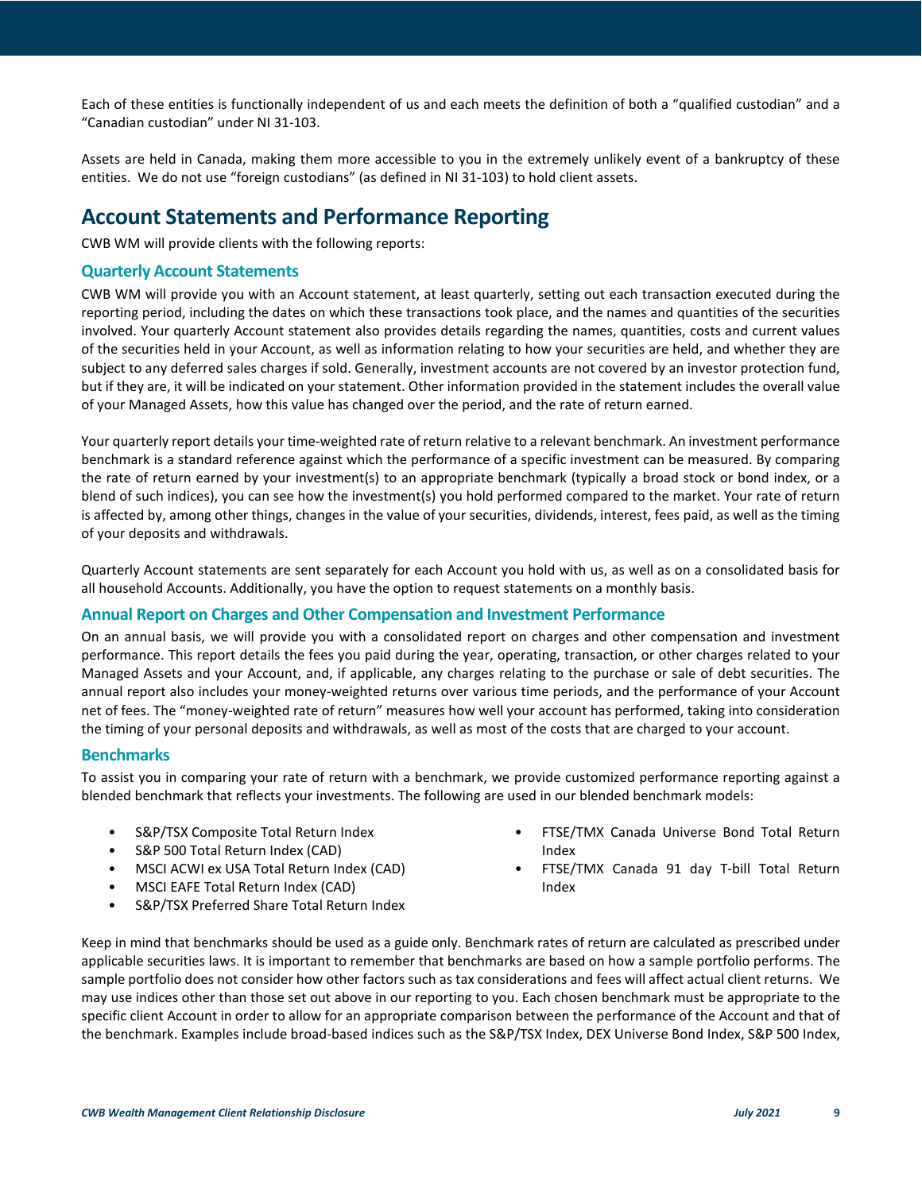Each of these entities is functionally independent of us and each meets the definition of both a "qualified custodian" and a "Canadian custodian" under NI 31-103.

Assets are held in Canada, making them more accessible to you in the extremely unlikely event of a bankruptcy of these entities. We do not use "foreign custodians" (as defined in NI 31-103) to hold client assets.

## Account Statements and Performance Reporting

CWB WM will provide clients with the following reports:

### Quarterly Account Statements

CWB WM will provide you with an Account statement, at least quarterly, setting out each transaction executed during the reporting period, including the dates on which these transactions took place, and the names and quantities of the securities involved. Your quarterly Account statement also provides details regarding the names, quantities, costs and current values of the securities held in your Account, as well as information relating to how your securities are held, and whether they are subject to any deferred sales charges if sold. Generally, investment accounts are not covered by an investor protection fund, but if they are, it will be indicated on your statement. Other information provided in the statement includes the overall value of your Managed Assets, how this value has changed over the period, and the rate of return earned.

Your quarterly report details your time-weighted rate of return relative to a relevant benchmark. An investment performance benchmark is a standard reference against which the performance of a specific investment can be measured. By comparing the rate of return earned by your investment(s) to an appropriate benchmark (typically a broad stock or bond index, or a blend of such indices), you can see how the investment(s) you hold performed compared to the market. Your rate of return is affected by, among other things, changes in the value of your securities, dividends, interest, fees paid, as well as the timing of your deposits and withdrawals.

Quarterly Account statements are sent separately for each Account you hold with us, as well as on a consolidated basis for all household Accounts. Additionally, you have the option to request statements on a monthly basis.

### Annual Report on Charges and Other Compensation and Investment Performance

On an annual basis, we will provide you with a consolidated report on charges and other compensation and investment performance. This report details the fees you paid during the year, operating, transaction, or other charges related to your Managed Assets and your Account, and, if applicable, any charges relating to the purchase or sale of debt securities. The annual report also includes your money-weighted returns over various time periods, and the performance of your Account net of fees. The "money-weighted rate of return" measures how well your account has performed, taking into consideration the timing of your personal deposits and withdrawals, as well as most of the costs that are charged to your account.

### Benchmarks

To assist you in comparing your rate of return with a benchmark, we provide customized performance reporting against a blended benchmark that reflects your investments. The following are used in our blended benchmark models:

- S&P/TSX Composite Total Return Index
- S&P 500 Total Return Index (CAD)
- MSCI ACWI ex USA Total Return Index (CAD)
- MSCI EAFE Total Return Index (CAD)
- S&P/TSX Preferred Share Total Return Index
- FTSE/TMX Canada Universe Bond Total Return Index
- FTSE/TMX Canada 91 day T-bill Total Return Index

Keep in mind that benchmarks should be used as a guide only. Benchmark rates of return are calculated as prescribed under applicable securities laws. It is important to remember that benchmarks are based on how a sample portfolio performs. The sample portfolio does not consider how other factors such as tax considerations and fees will affect actual client returns. We may use indices other than those set out above in our reporting to you. Each chosen benchmark must be appropriate to the specific client Account in order to allow for an appropriate comparison between the performance of the Account and that of the benchmark. Examples include broad-based indices such as the S&P/TSX Index, DEX Universe Bond Index, S&P 500 Index,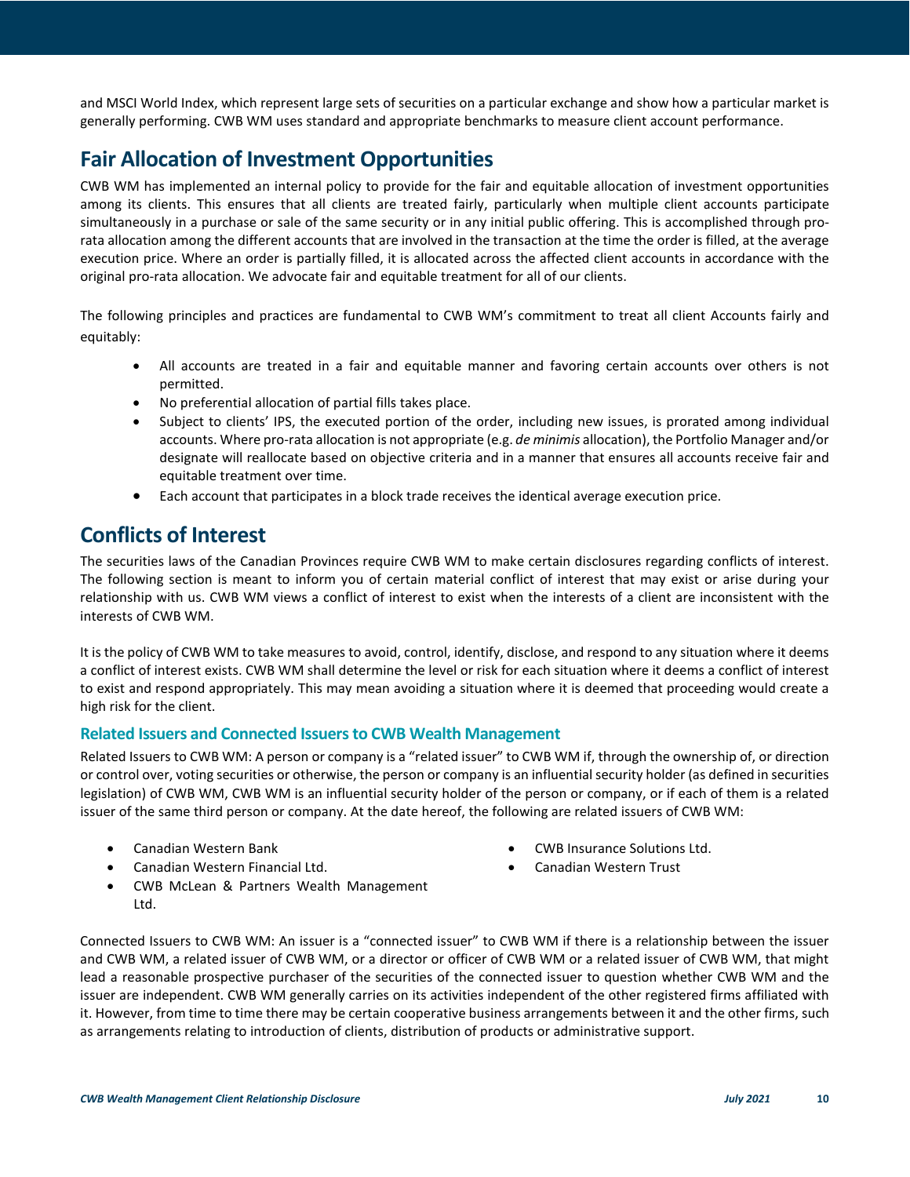and MSCI World Index, which represent large sets of securities on a particular exchange and show how a particular market is generally performing. CWB WM uses standard and appropriate benchmarks to measure client account performance.

## Fair Allocation of Investment Opportunities

CWB WM has implemented an internal policy to provide for the fair and equitable allocation of investment opportunities among its clients. This ensures that all clients are treated fairly, particularly when multiple client accounts participate simultaneously in a purchase or sale of the same security or in any initial public offering. This is accomplished through pro-rata allocation among the different accounts that are involved in the transaction at the time the order is filled, at the average execution price. Where an order is partially filled, it is allocated across the affected client accounts in accordance with the original pro-rata allocation. We advocate fair and equitable treatment for all of our clients.

The following principles and practices are fundamental to CWB WM's commitment to treat all client Accounts fairly and equitably:

- All accounts are treated in a fair and equitable manner and favoring certain accounts over others is not permitted.
- No preferential allocation of partial fills takes place.
- Subject to clients' IPS, the executed portion of the order, including new issues, is prorated among individual accounts. Where pro-rata allocation is not appropriate (e.g. *de minimis* allocation), the Portfolio Manager and/or designate will reallocate based on objective criteria and in a manner that ensures all accounts receive fair and equitable treatment over time.
- Each account that participates in a block trade receives the identical average execution price.

## Conflicts of Interest

The securities laws of the Canadian Provinces require CWB WM to make certain disclosures regarding conflicts of interest. The following section is meant to inform you of certain material conflict of interest that may exist or arise during your relationship with us. CWB WM views a conflict of interest to exist when the interests of a client are inconsistent with the interests of CWB WM.

It is the policy of CWB WM to take measures to avoid, control, identify, disclose, and respond to any situation where it deems a conflict of interest exists. CWB WM shall determine the level or risk for each situation where it deems a conflict of interest to exist and respond appropriately. This may mean avoiding a situation where it is deemed that proceeding would create a high risk for the client.

### Related Issuers and Connected Issuers to CWB Wealth Management

Related Issuers to CWB WM: A person or company is a "related issuer" to CWB WM if, through the ownership of, or direction or control over, voting securities or otherwise, the person or company is an influential security holder (as defined in securities legislation) of CWB WM, CWB WM is an influential security holder of the person or company, or if each of them is a related issuer of the same third person or company. At the date hereof, the following are related issuers of CWB WM:

- Canadian Western Bank
- Canadian Western Financial Ltd.
- CWB McLean & Partners Wealth Management Ltd.
- CWB Insurance Solutions Ltd.
- Canadian Western Trust

Connected Issuers to CWB WM: An issuer is a "connected issuer" to CWB WM if there is a relationship between the issuer and CWB WM, a related issuer of CWB WM, or a director or officer of CWB WM or a related issuer of CWB WM, that might lead a reasonable prospective purchaser of the securities of the connected issuer to question whether CWB WM and the issuer are independent. CWB WM generally carries on its activities independent of the other registered firms affiliated with it. However, from time to time there may be certain cooperative business arrangements between it and the other firms, such as arrangements relating to introduction of clients, distribution of products or administrative support.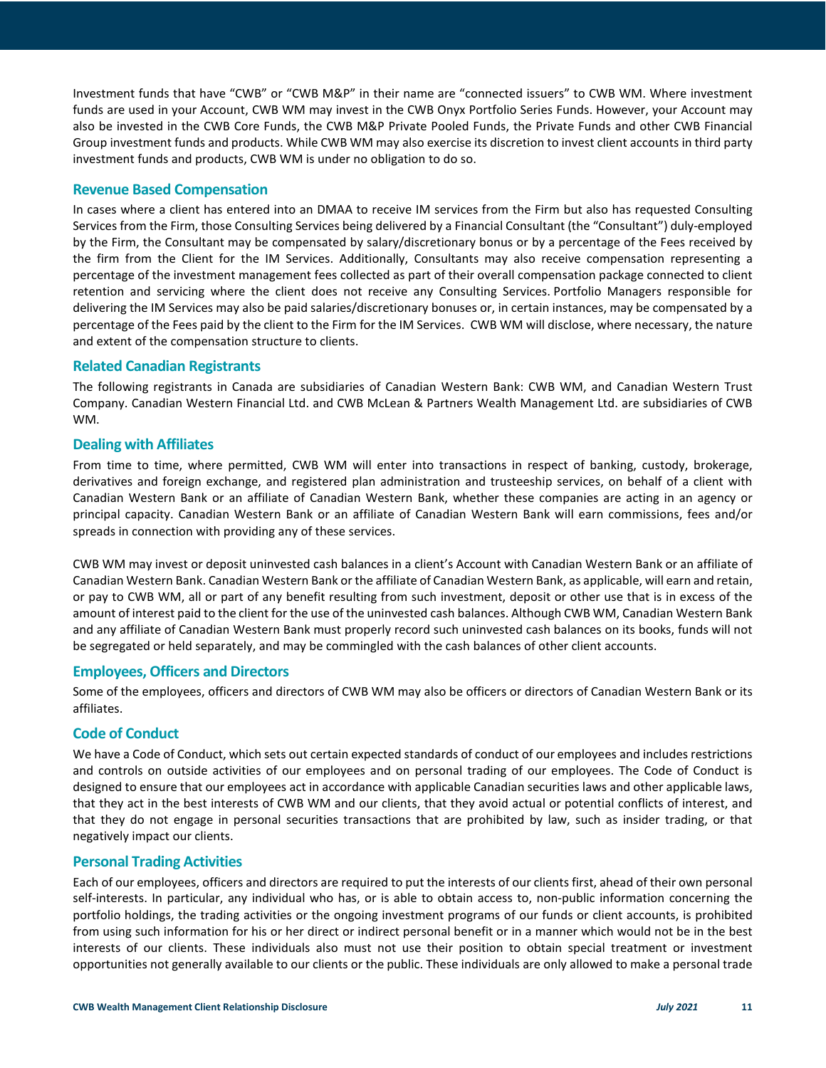Investment funds that have "CWB" or "CWB M&P" in their name are "connected issuers" to CWB WM. Where investment funds are used in your Account, CWB WM may invest in the CWB Onyx Portfolio Series Funds. However, your Account may also be invested in the CWB Core Funds, the CWB M&P Private Pooled Funds, the Private Funds and other CWB Financial Group investment funds and products. While CWB WM may also exercise its discretion to invest client accounts in third party investment funds and products, CWB WM is under no obligation to do so.

## Revenue Based Compensation

In cases where a client has entered into an DMAA to receive IM services from the Firm but also has requested Consulting Services from the Firm, those Consulting Services being delivered by a Financial Consultant (the "Consultant") duly-employed by the Firm, the Consultant may be compensated by salary/discretionary bonus or by a percentage of the Fees received by the firm from the Client for the IM Services. Additionally, Consultants may also receive compensation representing a percentage of the investment management fees collected as part of their overall compensation package connected to client retention and servicing where the client does not receive any Consulting Services. Portfolio Managers responsible for delivering the IM Services may also be paid salaries/discretionary bonuses or, in certain instances, may be compensated by a percentage of the Fees paid by the client to the Firm for the IM Services. CWB WM will disclose, where necessary, the nature and extent of the compensation structure to clients.

## Related Canadian Registrants

The following registrants in Canada are subsidiaries of Canadian Western Bank: CWB WM, and Canadian Western Trust Company. Canadian Western Financial Ltd. and CWB McLean & Partners Wealth Management Ltd. are subsidiaries of CWB WM.

## Dealing with Affiliates

From time to time, where permitted, CWB WM will enter into transactions in respect of banking, custody, brokerage, derivatives and foreign exchange, and registered plan administration and trusteeship services, on behalf of a client with Canadian Western Bank or an affiliate of Canadian Western Bank, whether these companies are acting in an agency or principal capacity. Canadian Western Bank or an affiliate of Canadian Western Bank will earn commissions, fees and/or spreads in connection with providing any of these services.

CWB WM may invest or deposit uninvested cash balances in a client's Account with Canadian Western Bank or an affiliate of Canadian Western Bank. Canadian Western Bank or the affiliate of Canadian Western Bank, as applicable, will earn and retain, or pay to CWB WM, all or part of any benefit resulting from such investment, deposit or other use that is in excess of the amount of interest paid to the client for the use of the uninvested cash balances. Although CWB WM, Canadian Western Bank and any affiliate of Canadian Western Bank must properly record such uninvested cash balances on its books, funds will not be segregated or held separately, and may be commingled with the cash balances of other client accounts.

## Employees, Officers and Directors

Some of the employees, officers and directors of CWB WM may also be officers or directors of Canadian Western Bank or its affiliates.

## Code of Conduct

We have a Code of Conduct, which sets out certain expected standards of conduct of our employees and includes restrictions and controls on outside activities of our employees and on personal trading of our employees. The Code of Conduct is designed to ensure that our employees act in accordance with applicable Canadian securities laws and other applicable laws, that they act in the best interests of CWB WM and our clients, that they avoid actual or potential conflicts of interest, and that they do not engage in personal securities transactions that are prohibited by law, such as insider trading, or that negatively impact our clients.

## Personal Trading Activities

Each of our employees, officers and directors are required to put the interests of our clients first, ahead of their own personal self-interests. In particular, any individual who has, or is able to obtain access to, non-public information concerning the portfolio holdings, the trading activities or the ongoing investment programs of our funds or client accounts, is prohibited from using such information for his or her direct or indirect personal benefit or in a manner which would not be in the best interests of our clients. These individuals also must not use their position to obtain special treatment or investment opportunities not generally available to our clients or the public. These individuals are only allowed to make a personal trade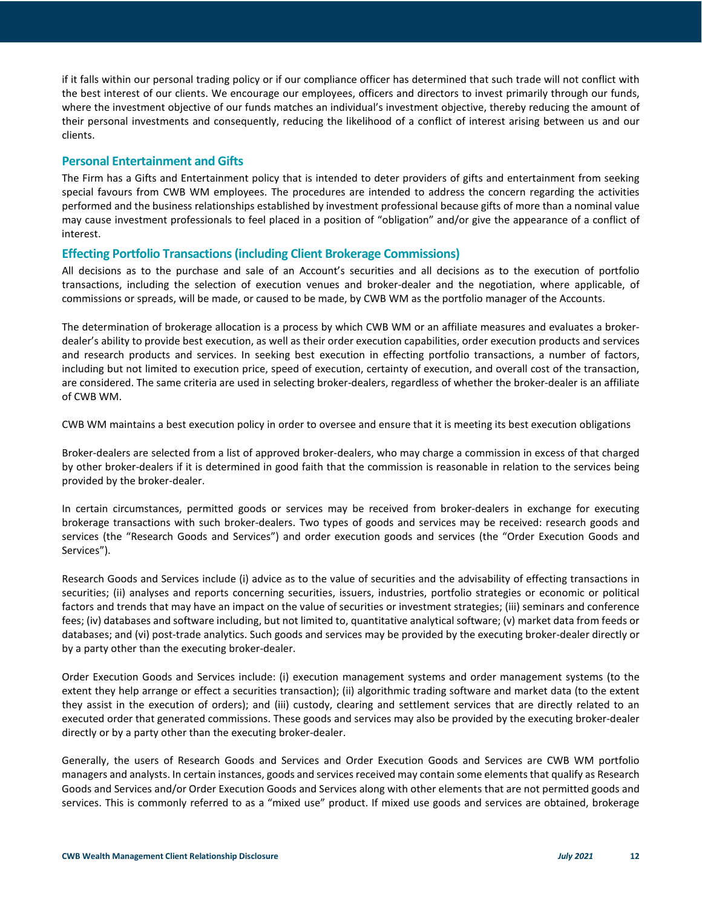if it falls within our personal trading policy or if our compliance officer has determined that such trade will not conflict with the best interest of our clients. We encourage our employees, officers and directors to invest primarily through our funds, where the investment objective of our funds matches an individual's investment objective, thereby reducing the amount of their personal investments and consequently, reducing the likelihood of a conflict of interest arising between us and our clients.

## Personal Entertainment and Gifts

The Firm has a Gifts and Entertainment policy that is intended to deter providers of gifts and entertainment from seeking special favours from CWB WM employees. The procedures are intended to address the concern regarding the activities performed and the business relationships established by investment professional because gifts of more than a nominal value may cause investment professionals to feel placed in a position of "obligation" and/or give the appearance of a conflict of interest.

## Effecting Portfolio Transactions (including Client Brokerage Commissions)

All decisions as to the purchase and sale of an Account's securities and all decisions as to the execution of portfolio transactions, including the selection of execution venues and broker-dealer and the negotiation, where applicable, of commissions or spreads, will be made, or caused to be made, by CWB WM as the portfolio manager of the Accounts.

The determination of brokerage allocation is a process by which CWB WM or an affiliate measures and evaluates a broker-dealer's ability to provide best execution, as well as their order execution capabilities, order execution products and services and research products and services. In seeking best execution in effecting portfolio transactions, a number of factors, including but not limited to execution price, speed of execution, certainty of execution, and overall cost of the transaction, are considered. The same criteria are used in selecting broker-dealers, regardless of whether the broker-dealer is an affiliate of CWB WM.

CWB WM maintains a best execution policy in order to oversee and ensure that it is meeting its best execution obligations

Broker-dealers are selected from a list of approved broker-dealers, who may charge a commission in excess of that charged by other broker-dealers if it is determined in good faith that the commission is reasonable in relation to the services being provided by the broker-dealer.

In certain circumstances, permitted goods or services may be received from broker-dealers in exchange for executing brokerage transactions with such broker-dealers. Two types of goods and services may be received: research goods and services (the "Research Goods and Services") and order execution goods and services (the "Order Execution Goods and Services").

Research Goods and Services include (i) advice as to the value of securities and the advisability of effecting transactions in securities; (ii) analyses and reports concerning securities, issuers, industries, portfolio strategies or economic or political factors and trends that may have an impact on the value of securities or investment strategies; (iii) seminars and conference fees; (iv) databases and software including, but not limited to, quantitative analytical software; (v) market data from feeds or databases; and (vi) post-trade analytics. Such goods and services may be provided by the executing broker-dealer directly or by a party other than the executing broker-dealer.

Order Execution Goods and Services include: (i) execution management systems and order management systems (to the extent they help arrange or effect a securities transaction); (ii) algorithmic trading software and market data (to the extent they assist in the execution of orders); and (iii) custody, clearing and settlement services that are directly related to an executed order that generated commissions. These goods and services may also be provided by the executing broker-dealer directly or by a party other than the executing broker-dealer.

Generally, the users of Research Goods and Services and Order Execution Goods and Services are CWB WM portfolio managers and analysts. In certain instances, goods and services received may contain some elements that qualify as Research Goods and Services and/or Order Execution Goods and Services along with other elements that are not permitted goods and services. This is commonly referred to as a "mixed use" product. If mixed use goods and services are obtained, brokerage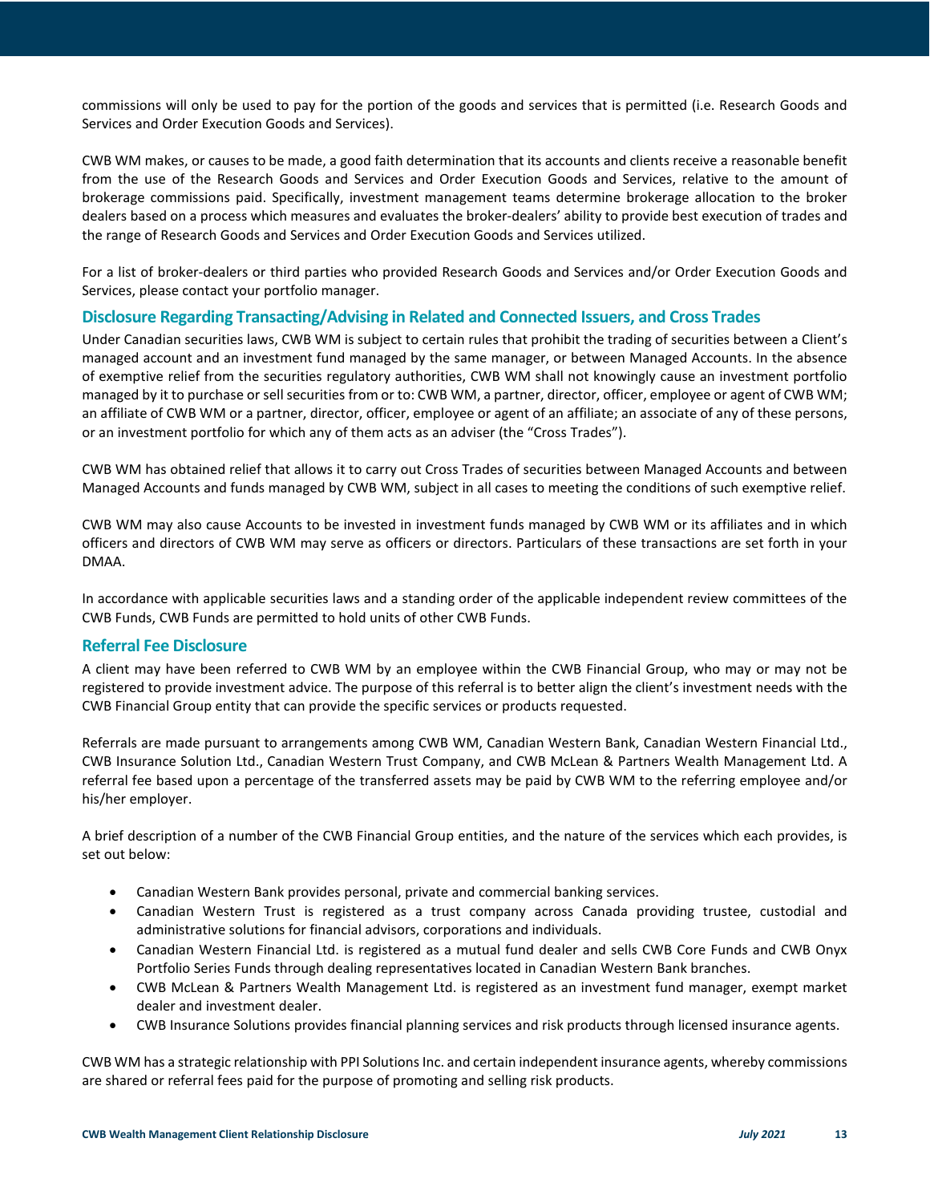commissions will only be used to pay for the portion of the goods and services that is permitted (i.e. Research Goods and Services and Order Execution Goods and Services).

CWB WM makes, or causes to be made, a good faith determination that its accounts and clients receive a reasonable benefit from the use of the Research Goods and Services and Order Execution Goods and Services, relative to the amount of brokerage commissions paid. Specifically, investment management teams determine brokerage allocation to the broker dealers based on a process which measures and evaluates the broker-dealers' ability to provide best execution of trades and the range of Research Goods and Services and Order Execution Goods and Services utilized.

For a list of broker-dealers or third parties who provided Research Goods and Services and/or Order Execution Goods and Services, please contact your portfolio manager.

## Disclosure Regarding Transacting/Advising in Related and Connected Issuers, and Cross Trades

Under Canadian securities laws, CWB WM is subject to certain rules that prohibit the trading of securities between a Client's managed account and an investment fund managed by the same manager, or between Managed Accounts. In the absence of exemptive relief from the securities regulatory authorities, CWB WM shall not knowingly cause an investment portfolio managed by it to purchase or sell securities from or to: CWB WM, a partner, director, officer, employee or agent of CWB WM; an affiliate of CWB WM or a partner, director, officer, employee or agent of an affiliate; an associate of any of these persons, or an investment portfolio for which any of them acts as an adviser (the "Cross Trades").

CWB WM has obtained relief that allows it to carry out Cross Trades of securities between Managed Accounts and between Managed Accounts and funds managed by CWB WM, subject in all cases to meeting the conditions of such exemptive relief.

CWB WM may also cause Accounts to be invested in investment funds managed by CWB WM or its affiliates and in which officers and directors of CWB WM may serve as officers or directors. Particulars of these transactions are set forth in your DMAA.

In accordance with applicable securities laws and a standing order of the applicable independent review committees of the CWB Funds, CWB Funds are permitted to hold units of other CWB Funds.

## Referral Fee Disclosure

A client may have been referred to CWB WM by an employee within the CWB Financial Group, who may or may not be registered to provide investment advice. The purpose of this referral is to better align the client's investment needs with the CWB Financial Group entity that can provide the specific services or products requested.

Referrals are made pursuant to arrangements among CWB WM, Canadian Western Bank, Canadian Western Financial Ltd., CWB Insurance Solution Ltd., Canadian Western Trust Company, and CWB McLean & Partners Wealth Management Ltd. A referral fee based upon a percentage of the transferred assets may be paid by CWB WM to the referring employee and/or his/her employer.

A brief description of a number of the CWB Financial Group entities, and the nature of the services which each provides, is set out below:

- Canadian Western Bank provides personal, private and commercial banking services.
- Canadian Western Trust is registered as a trust company across Canada providing trustee, custodial and administrative solutions for financial advisors, corporations and individuals.
- Canadian Western Financial Ltd. is registered as a mutual fund dealer and sells CWB Core Funds and CWB Onyx Portfolio Series Funds through dealing representatives located in Canadian Western Bank branches.
- CWB McLean & Partners Wealth Management Ltd. is registered as an investment fund manager, exempt market dealer and investment dealer.
- CWB Insurance Solutions provides financial planning services and risk products through licensed insurance agents.

CWB WM has a strategic relationship with PPI Solutions Inc. and certain independent insurance agents, whereby commissions are shared or referral fees paid for the purpose of promoting and selling risk products.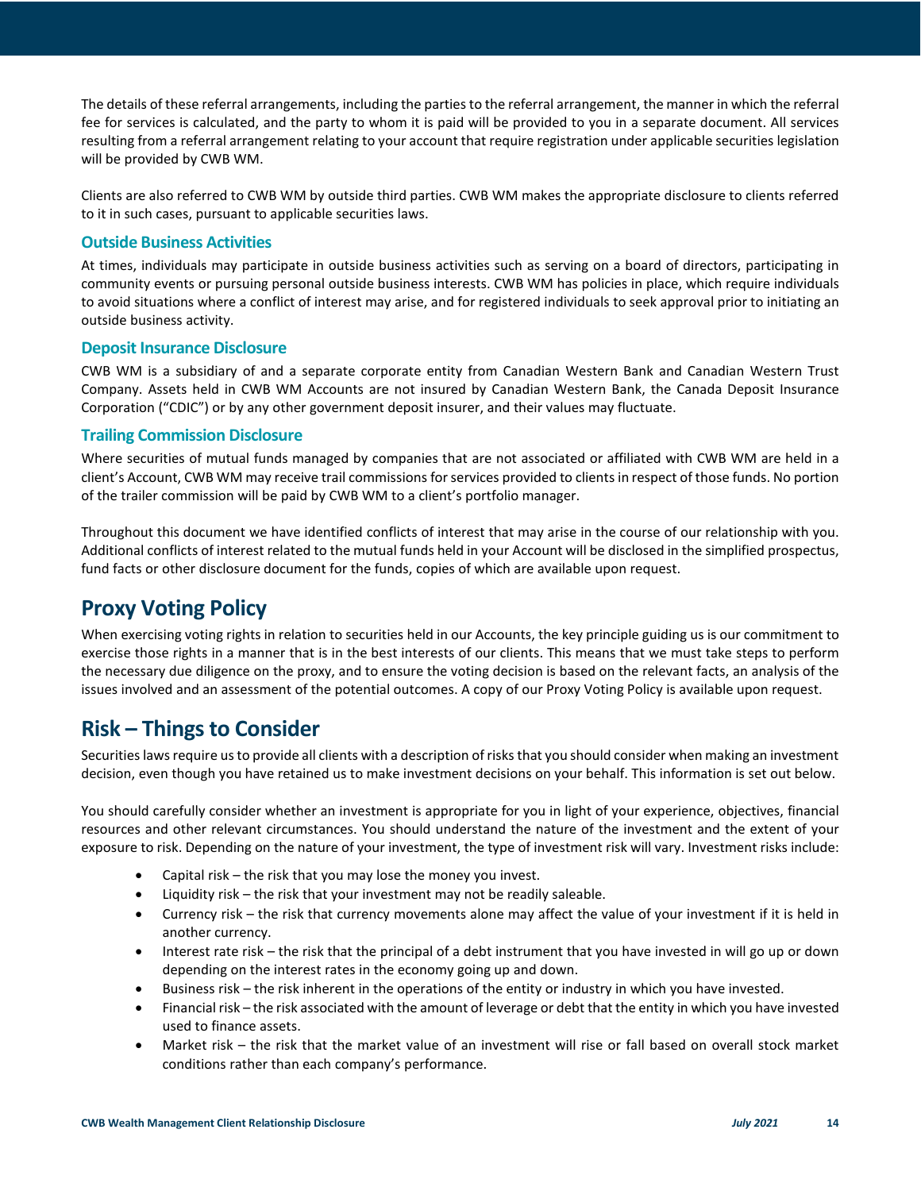The details of these referral arrangements, including the parties to the referral arrangement, the manner in which the referral fee for services is calculated, and the party to whom it is paid will be provided to you in a separate document. All services resulting from a referral arrangement relating to your account that require registration under applicable securities legislation will be provided by CWB WM.

Clients are also referred to CWB WM by outside third parties. CWB WM makes the appropriate disclosure to clients referred to it in such cases, pursuant to applicable securities laws.

### Outside Business Activities

At times, individuals may participate in outside business activities such as serving on a board of directors, participating in community events or pursuing personal outside business interests. CWB WM has policies in place, which require individuals to avoid situations where a conflict of interest may arise, and for registered individuals to seek approval prior to initiating an outside business activity.

### Deposit Insurance Disclosure

CWB WM is a subsidiary of and a separate corporate entity from Canadian Western Bank and Canadian Western Trust Company. Assets held in CWB WM Accounts are not insured by Canadian Western Bank, the Canada Deposit Insurance Corporation ("CDIC") or by any other government deposit insurer, and their values may fluctuate.

### Trailing Commission Disclosure

Where securities of mutual funds managed by companies that are not associated or affiliated with CWB WM are held in a client's Account, CWB WM may receive trail commissions for services provided to clients in respect of those funds. No portion of the trailer commission will be paid by CWB WM to a client's portfolio manager.

Throughout this document we have identified conflicts of interest that may arise in the course of our relationship with you. Additional conflicts of interest related to the mutual funds held in your Account will be disclosed in the simplified prospectus, fund facts or other disclosure document for the funds, copies of which are available upon request.

## Proxy Voting Policy

When exercising voting rights in relation to securities held in our Accounts, the key principle guiding us is our commitment to exercise those rights in a manner that is in the best interests of our clients. This means that we must take steps to perform the necessary due diligence on the proxy, and to ensure the voting decision is based on the relevant facts, an analysis of the issues involved and an assessment of the potential outcomes. A copy of our Proxy Voting Policy is available upon request.

## Risk – Things to Consider

Securities laws require us to provide all clients with a description of risks that you should consider when making an investment decision, even though you have retained us to make investment decisions on your behalf. This information is set out below.

You should carefully consider whether an investment is appropriate for you in light of your experience, objectives, financial resources and other relevant circumstances. You should understand the nature of the investment and the extent of your exposure to risk. Depending on the nature of your investment, the type of investment risk will vary. Investment risks include:

- Capital risk – the risk that you may lose the money you invest.
- Liquidity risk – the risk that your investment may not be readily saleable.
- Currency risk – the risk that currency movements alone may affect the value of your investment if it is held in another currency.
- Interest rate risk – the risk that the principal of a debt instrument that you have invested in will go up or down depending on the interest rates in the economy going up and down.
- Business risk – the risk inherent in the operations of the entity or industry in which you have invested.
- Financial risk – the risk associated with the amount of leverage or debt that the entity in which you have invested used to finance assets.
- Market risk – the risk that the market value of an investment will rise or fall based on overall stock market conditions rather than each company's performance.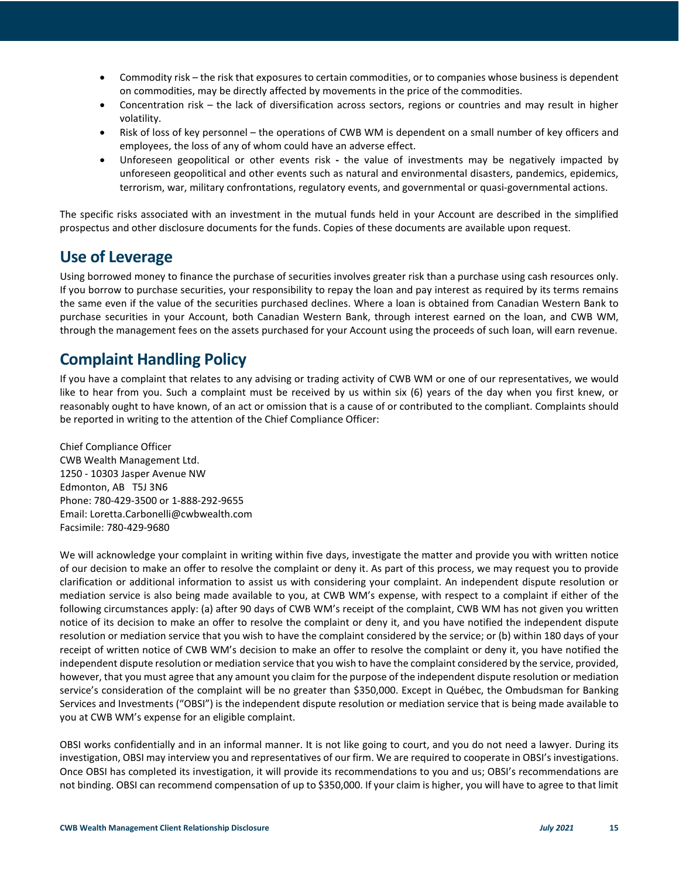- Commodity risk – the risk that exposures to certain commodities, or to companies whose business is dependent on commodities, may be directly affected by movements in the price of the commodities.
- Concentration risk – the lack of diversification across sectors, regions or countries and may result in higher volatility.
- Risk of loss of key personnel – the operations of CWB WM is dependent on a small number of key officers and employees, the loss of any of whom could have an adverse effect.
- Unforeseen geopolitical or other events risk - the value of investments may be negatively impacted by unforeseen geopolitical and other events such as natural and environmental disasters, pandemics, epidemics, terrorism, war, military confrontations, regulatory events, and governmental or quasi-governmental actions.

The specific risks associated with an investment in the mutual funds held in your Account are described in the simplified prospectus and other disclosure documents for the funds. Copies of these documents are available upon request.

## Use of Leverage

Using borrowed money to finance the purchase of securities involves greater risk than a purchase using cash resources only. If you borrow to purchase securities, your responsibility to repay the loan and pay interest as required by its terms remains the same even if the value of the securities purchased declines. Where a loan is obtained from Canadian Western Bank to purchase securities in your Account, both Canadian Western Bank, through interest earned on the loan, and CWB WM, through the management fees on the assets purchased for your Account using the proceeds of such loan, will earn revenue.

## Complaint Handling Policy

If you have a complaint that relates to any advising or trading activity of CWB WM or one of our representatives, we would like to hear from you. Such a complaint must be received by us within six (6) years of the day when you first knew, or reasonably ought to have known, of an act or omission that is a cause of or contributed to the compliant. Complaints should be reported in writing to the attention of the Chief Compliance Officer:

Chief Compliance Officer
CWB Wealth Management Ltd.
1250 - 10303 Jasper Avenue NW
Edmonton, AB T5J 3N6
Phone: 780-429-3500 or 1-888-292-9655
Email: Loretta.Carbonelli@cwbwealth.com
Facsimile: 780-429-9680

We will acknowledge your complaint in writing within five days, investigate the matter and provide you with written notice of our decision to make an offer to resolve the complaint or deny it. As part of this process, we may request you to provide clarification or additional information to assist us with considering your complaint. An independent dispute resolution or mediation service is also being made available to you, at CWB WM's expense, with respect to a complaint if either of the following circumstances apply: (a) after 90 days of CWB WM's receipt of the complaint, CWB WM has not given you written notice of its decision to make an offer to resolve the complaint or deny it, and you have notified the independent dispute resolution or mediation service that you wish to have the complaint considered by the service; or (b) within 180 days of your receipt of written notice of CWB WM's decision to make an offer to resolve the complaint or deny it, you have notified the independent dispute resolution or mediation service that you wish to have the complaint considered by the service, provided, however, that you must agree that any amount you claim for the purpose of the independent dispute resolution or mediation service's consideration of the complaint will be no greater than $350,000. Except in Québec, the Ombudsman for Banking Services and Investments ("OBSI") is the independent dispute resolution or mediation service that is being made available to you at CWB WM's expense for an eligible complaint.

OBSI works confidentially and in an informal manner. It is not like going to court, and you do not need a lawyer. During its investigation, OBSI may interview you and representatives of our firm. We are required to cooperate in OBSI's investigations. Once OBSI has completed its investigation, it will provide its recommendations to you and us; OBSI's recommendations are not binding. OBSI can recommend compensation of up to $350,000. If your claim is higher, you will have to agree to that limit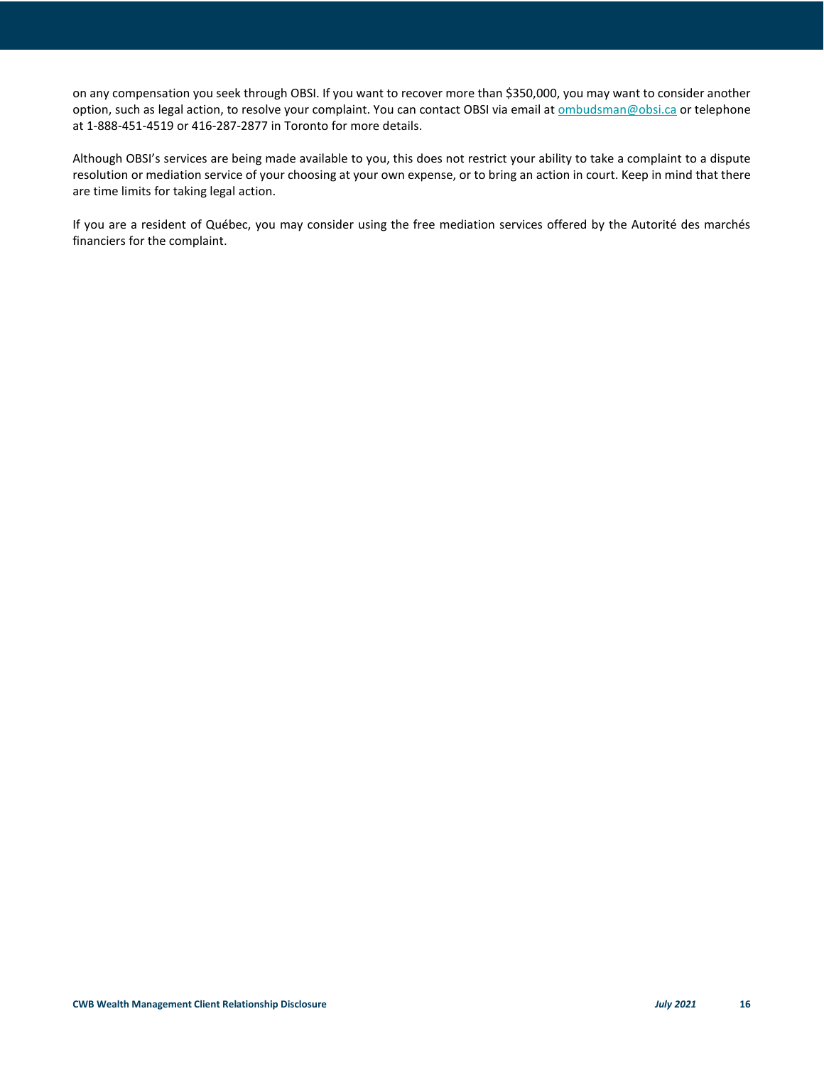on any compensation you seek through OBSI. If you want to recover more than $350,000, you may want to consider another option, such as legal action, to resolve your complaint. You can contact OBSI via email at [ombudsman@obsi.ca](mailto:ombudsman@obsi.ca) or telephone at 1-888-451-4519 or 416-287-2877 in Toronto for more details.

Although OBSI's services are being made available to you, this does not restrict your ability to take a complaint to a dispute resolution or mediation service of your choosing at your own expense, or to bring an action in court. Keep in mind that there are time limits for taking legal action.

If you are a resident of Québec, you may consider using the free mediation services offered by the Autorité des marchés financiers for the complaint.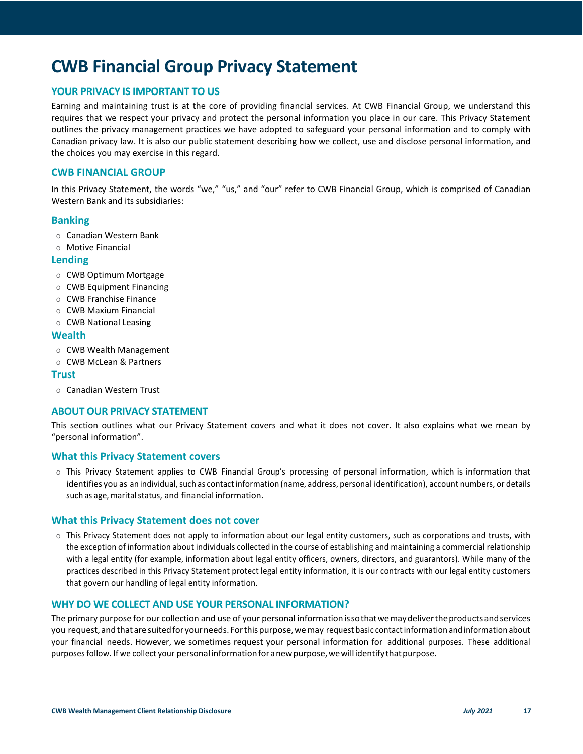# CWB Financial Group Privacy Statement

## YOUR PRIVACY IS IMPORTANT TO US

Earning and maintaining trust is at the core of providing financial services. At CWB Financial Group, we understand this requires that we respect your privacy and protect the personal information you place in our care. This Privacy Statement outlines the privacy management practices we have adopted to safeguard your personal information and to comply with Canadian privacy law. It is also our public statement describing how we collect, use and disclose personal information, and the choices you may exercise in this regard.

## CWB FINANCIAL GROUP

In this Privacy Statement, the words "we," "us," and "our" refer to CWB Financial Group, which is comprised of Canadian Western Bank and its subsidiaries:

### Banking

- Canadian Western Bank
- Motive Financial

### Lending

- CWB Optimum Mortgage
- CWB Equipment Financing
- CWB Franchise Finance
- CWB Maxium Financial
- CWB National Leasing

### Wealth

- CWB Wealth Management
- CWB McLean & Partners

### Trust

- Canadian Western Trust

## ABOUT OUR PRIVACY STATEMENT

This section outlines what our Privacy Statement covers and what it does not cover. It also explains what we mean by "personal information".

### What this Privacy Statement covers

- This Privacy Statement applies to CWB Financial Group's processing of personal information, which is information that identifies you as an individual, such as contact information (name, address, personal identification), account numbers, or details such as age, marital status, and financial information.

### What this Privacy Statement does not cover

- This Privacy Statement does not apply to information about our legal entity customers, such as corporations and trusts, with the exception of information about individuals collected in the course of establishing and maintaining a commercial relationship with a legal entity (for example, information about legal entity officers, owners, directors, and guarantors). While many of the practices described in this Privacy Statement protect legal entity information, it is our contracts with our legal entity customers that govern our handling of legal entity information.

## WHY DO WE COLLECT AND USE YOUR PERSONAL INFORMATION?

The primary purpose for our collection and use of your personal information is so that we may deliver the products and services you request, and that are suited for your needs. For this purpose, we may request basic contact information and information about your financial needs. However, we sometimes request your personal information for additional purposes. These additional purposes follow. If we collect your personal information for a new purpose, we will identify that purpose.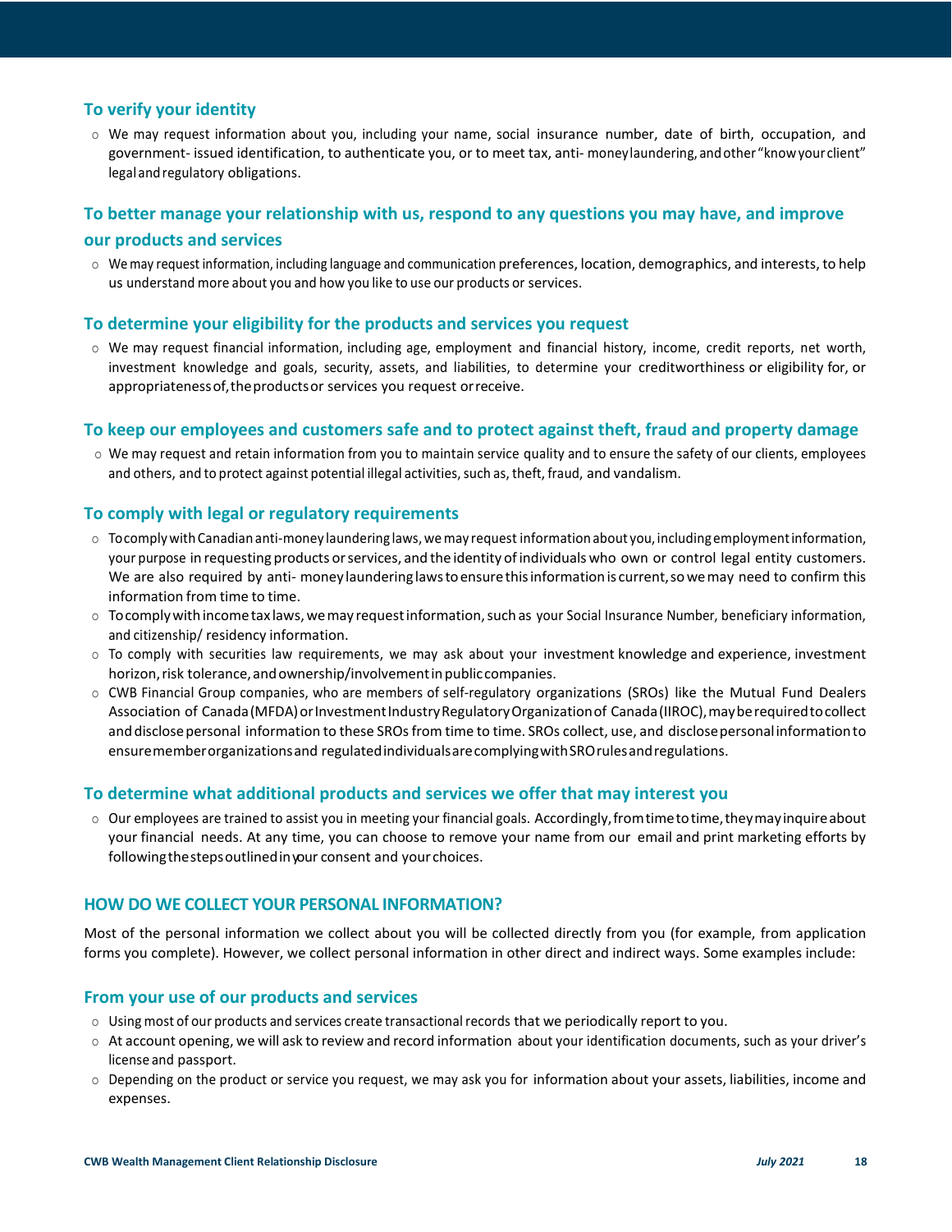### To verify your identity

- We may request information about you, including your name, social insurance number, date of birth, occupation, and government- issued identification, to authenticate you, or to meet tax, anti- money laundering, and other "know your client" legal and regulatory obligations.

### To better manage your relationship with us, respond to any questions you may have, and improve our products and services

- We may request information, including language and communication preferences, location, demographics, and interests, to help us understand more about you and how you like to use our products or services.

### To determine your eligibility for the products and services you request

- We may request financial information, including age, employment and financial history, income, credit reports, net worth, investment knowledge and goals, security, assets, and liabilities, to determine your creditworthiness or eligibility for, or appropriateness of, the products or services you request or receive.

### To keep our employees and customers safe and to protect against theft, fraud and property damage

- We may request and retain information from you to maintain service quality and to ensure the safety of our clients, employees and others, and to protect against potential illegal activities, such as, theft, fraud, and vandalism.

### To comply with legal or regulatory requirements

- To comply with Canadian anti-money laundering laws, we may request information about you, including employment information, your purpose in requesting products or services, and the identity of individuals who own or control legal entity customers. We are also required by anti- money laundering laws to ensure this information is current, so we may need to confirm this information from time to time.
- To comply with income tax laws, we may request information, such as your Social Insurance Number, beneficiary information, and citizenship/ residency information.
- To comply with securities law requirements, we may ask about your investment knowledge and experience, investment horizon, risk tolerance, and ownership/involvement in public companies.
- CWB Financial Group companies, who are members of self-regulatory organizations (SROs) like the Mutual Fund Dealers Association of Canada (MFDA) or Investment Industry Regulatory Organization of Canada (IIROC), may be required to collect and disclose personal information to these SROs from time to time. SROs collect, use, and disclose personal information to ensure member organizations and regulated individuals are complying with SRO rules and regulations.

### To determine what additional products and services we offer that may interest you

- Our employees are trained to assist you in meeting your financial goals. Accordingly, from time to time, they may inquire about your financial needs. At any time, you can choose to remove your name from our email and print marketing efforts by following the steps outlined in your consent and your choices.

## HOW DO WE COLLECT YOUR PERSONAL INFORMATION?

Most of the personal information we collect about you will be collected directly from you (for example, from application forms you complete). However, we collect personal information in other direct and indirect ways. Some examples include:

### From your use of our products and services

- Using most of our products and services create transactional records that we periodically report to you.
- At account opening, we will ask to review and record information about your identification documents, such as your driver's license and passport.
- Depending on the product or service you request, we may ask you for information about your assets, liabilities, income and expenses.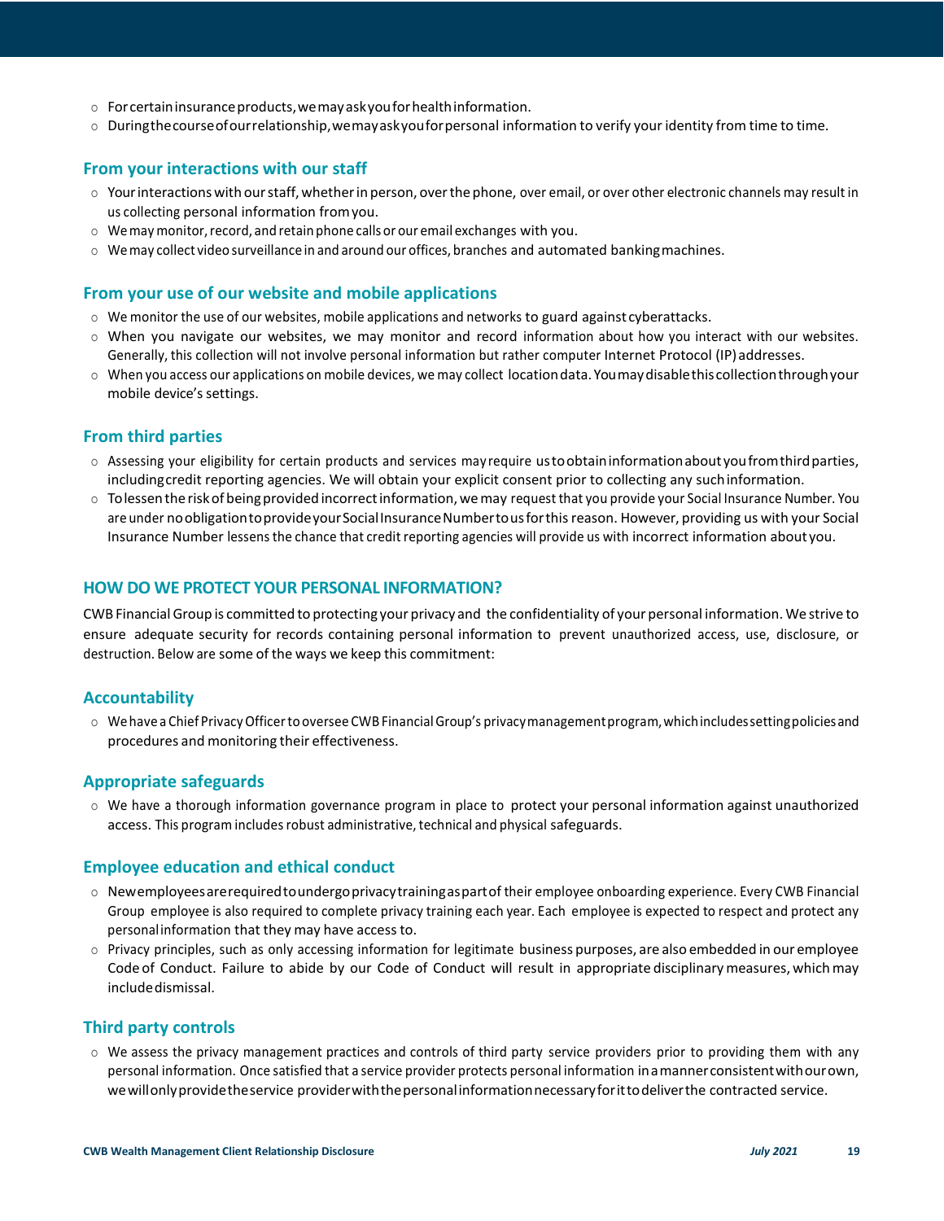- For certain insurance products, we may ask you for health information.
- During the course of our relationship, we may ask you for personal information to verify your identity from time to time.

### From your interactions with our staff

- Your interactions with our staff, whether in person, over the phone, over email, or over other electronic channels may result in us collecting personal information from you.
- We may monitor, record, and retain phone calls or our email exchanges with you.
- We may collect video surveillance in and around our offices, branches and automated banking machines.

### From your use of our website and mobile applications

- We monitor the use of our websites, mobile applications and networks to guard against cyberattacks.
- When you navigate our websites, we may monitor and record information about how you interact with our websites. Generally, this collection will not involve personal information but rather computer Internet Protocol (IP) addresses.
- When you access our applications on mobile devices, we may collect location data. You may disable this collection through your mobile device's settings.

### From third parties

- Assessing your eligibility for certain products and services may require us to obtain information about you from third parties, including credit reporting agencies. We will obtain your explicit consent prior to collecting any such information.
- To lessen the risk of being provided incorrect information, we may request that you provide your Social Insurance Number. You are under no obligation to provide your Social Insurance Number to us for this reason. However, providing us with your Social Insurance Number lessens the chance that credit reporting agencies will provide us with incorrect information about you.

## HOW DO WE PROTECT YOUR PERSONAL INFORMATION?

CWB Financial Group is committed to protecting your privacy and the confidentiality of your personal information. We strive to ensure adequate security for records containing personal information to prevent unauthorized access, use, disclosure, or destruction. Below are some of the ways we keep this commitment:

### Accountability

- We have a Chief Privacy Officer to oversee CWB Financial Group's privacy management program, which includes setting policies and procedures and monitoring their effectiveness.

### Appropriate safeguards

- We have a thorough information governance program in place to protect your personal information against unauthorized access. This program includes robust administrative, technical and physical safeguards.

### Employee education and ethical conduct

- New employees are required to undergo privacy training as part of their employee onboarding experience. Every CWB Financial Group employee is also required to complete privacy training each year. Each employee is expected to respect and protect any personal information that they may have access to.
- Privacy principles, such as only accessing information for legitimate business purposes, are also embedded in our employee Code of Conduct. Failure to abide by our Code of Conduct will result in appropriate disciplinary measures, which may include dismissal.

### Third party controls

- We assess the privacy management practices and controls of third party service providers prior to providing them with any personal information. Once satisfied that a service provider protects personal information in a manner consistent with our own, we will only provide the service provider with the personal information necessary for it to deliver the contracted service.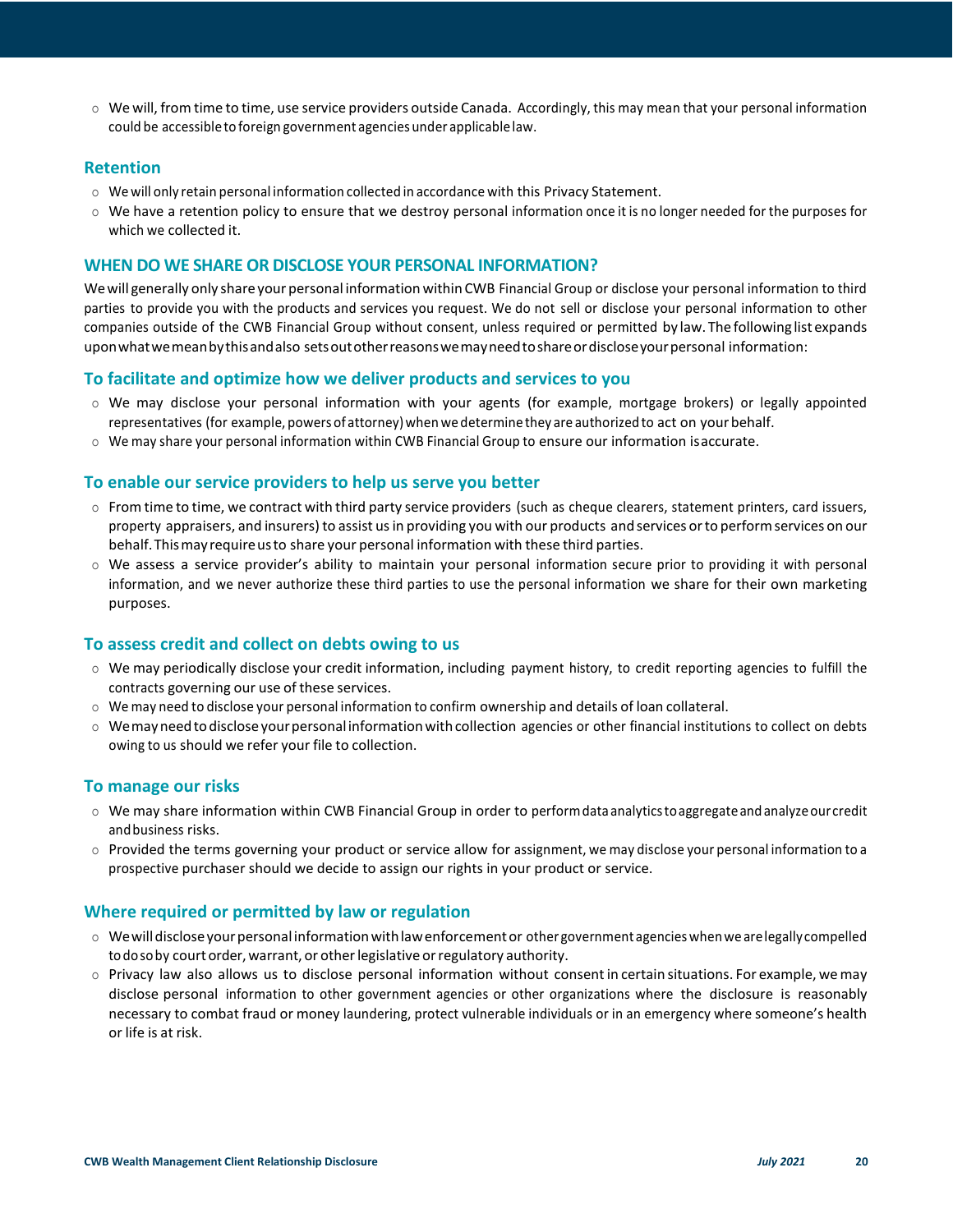- We will, from time to time, use service providers outside Canada. Accordingly, this may mean that your personal information could be accessible to foreign government agencies under applicable law.

### Retention

- We will only retain personal information collected in accordance with this Privacy Statement.
- We have a retention policy to ensure that we destroy personal information once it is no longer needed for the purposes for which we collected it.

## WHEN DO WE SHARE OR DISCLOSE YOUR PERSONAL INFORMATION?

We will generally only share your personal information within CWB Financial Group or disclose your personal information to third parties to provide you with the products and services you request. We do not sell or disclose your personal information to other companies outside of the CWB Financial Group without consent, unless required or permitted by law. The following list expands upon what we mean by this and also sets out other reasons we may need to share or disclose your personal information:

### To facilitate and optimize how we deliver products and services to you

- We may disclose your personal information with your agents (for example, mortgage brokers) or legally appointed representatives (for example, powers of attorney) when we determine they are authorized to act on your behalf.
- We may share your personal information within CWB Financial Group to ensure our information is accurate.

### To enable our service providers to help us serve you better

- From time to time, we contract with third party service providers (such as cheque clearers, statement printers, card issuers, property appraisers, and insurers) to assist us in providing you with our products and services or to perform services on our behalf. This may require us to share your personal information with these third parties.
- We assess a service provider's ability to maintain your personal information secure prior to providing it with personal information, and we never authorize these third parties to use the personal information we share for their own marketing purposes.

### To assess credit and collect on debts owing to us

- We may periodically disclose your credit information, including payment history, to credit reporting agencies to fulfill the contracts governing our use of these services.
- We may need to disclose your personal information to confirm ownership and details of loan collateral.
- We may need to disclose your personal information with collection agencies or other financial institutions to collect on debts owing to us should we refer your file to collection.

### To manage our risks

- We may share information within CWB Financial Group in order to perform data analytics to aggregate and analyze our credit and business risks.
- Provided the terms governing your product or service allow for assignment, we may disclose your personal information to a prospective purchaser should we decide to assign our rights in your product or service.

### Where required or permitted by law or regulation

- We will disclose your personal information with law enforcement or other government agencies when we are legally compelled to do so by court order, warrant, or other legislative or regulatory authority.
- Privacy law also allows us to disclose personal information without consent in certain situations. For example, we may disclose personal information to other government agencies or other organizations where the disclosure is reasonably necessary to combat fraud or money laundering, protect vulnerable individuals or in an emergency where someone's health or life is at risk.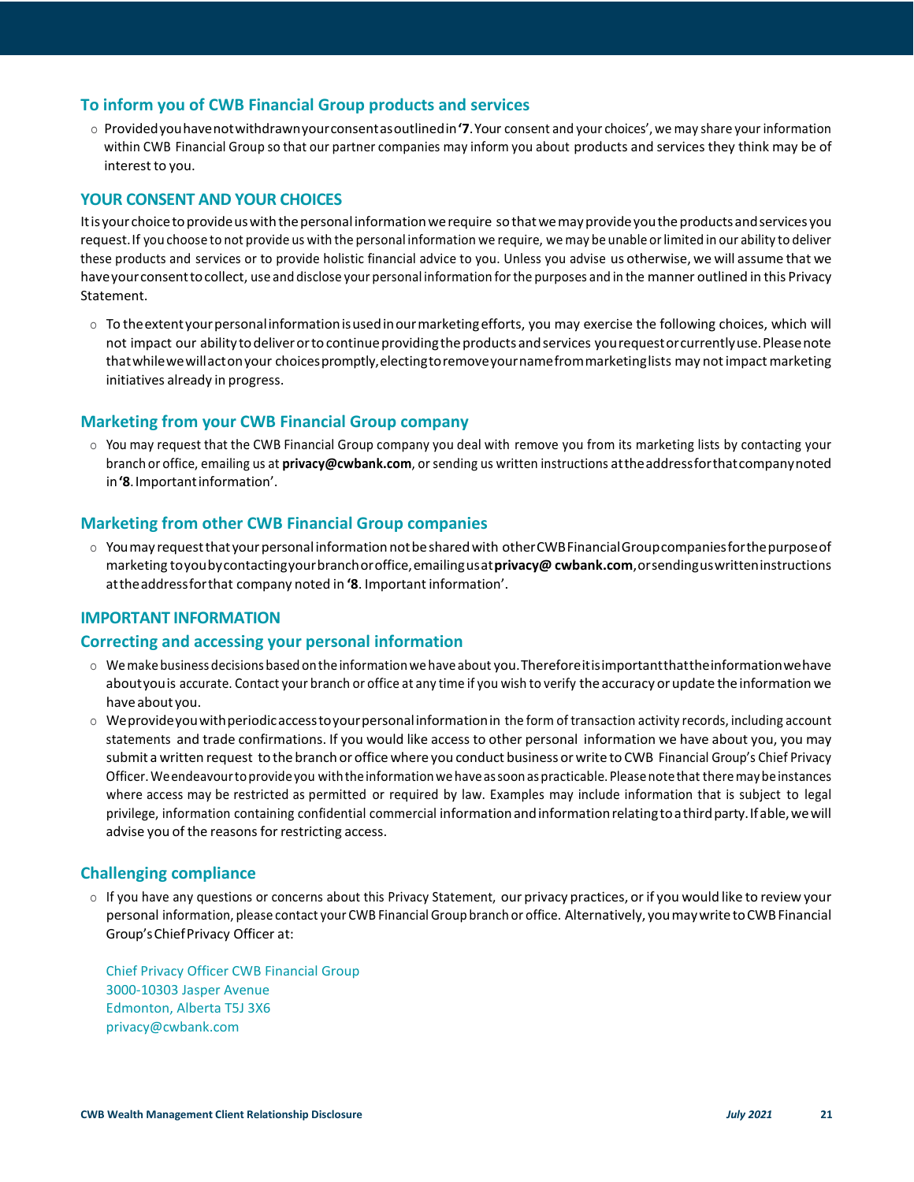### To inform you of CWB Financial Group products and services

- Provided you have not withdrawn your consent as outlined in **'7**. Your consent and your choices', we may share your information within CWB Financial Group so that our partner companies may inform you about products and services they think may be of interest to you.

## YOUR CONSENT AND YOUR CHOICES

It is your choice to provide us with the personal information we require so that we may provide you the products and services you request. If you choose to not provide us with the personal information we require, we may be unable or limited in our ability to deliver these products and services or to provide holistic financial advice to you. Unless you advise us otherwise, we will assume that we have your consent to collect, use and disclose your personal information for the purposes and in the manner outlined in this Privacy Statement.

- To the extent your personal information is used in our marketing efforts, you may exercise the following choices, which will not impact our ability to deliver or to continue providing the products and services you request or currently use. Please note that while we will act on your choices promptly, electing to remove your name from marketing lists may not impact marketing initiatives already in progress.

### Marketing from your CWB Financial Group company

- You may request that the CWB Financial Group company you deal with remove you from its marketing lists by contacting your branch or office, emailing us at **privacy@cwbank.com**, or sending us written instructions at the address for that company noted in **'8**. Important information'.

### Marketing from other CWB Financial Group companies

- You may request that your personal information not be shared with other CWB Financial Group companies for the purpose of marketing to you by contacting your branch or office, emailing us at **privacy@ cwbank.com**, or sending us written instructions at the address for that company noted in **'8**. Important information'.

## IMPORTANT INFORMATION

### Correcting and accessing your personal information

- We make business decisions based on the information we have about you. Therefore it is important that the information we have about you is accurate. Contact your branch or office at any time if you wish to verify the accuracy or update the information we have about you.
- We provide you with periodic access to your personal information in the form of transaction activity records, including account statements and trade confirmations. If you would like access to other personal information we have about you, you may submit a written request to the branch or office where you conduct business or write to CWB Financial Group's Chief Privacy Officer. We endeavour to provide you with the information we have as soon as practicable. Please note that there may be instances where access may be restricted as permitted or required by law. Examples may include information that is subject to legal privilege, information containing confidential commercial information and information relating to a third party. If able, we will advise you of the reasons for restricting access.

### Challenging compliance

- If you have any questions or concerns about this Privacy Statement, our privacy practices, or if you would like to review your personal information, please contact your CWB Financial Group branch or office. Alternatively, you may write to CWB Financial Group's Chief Privacy Officer at:

  Chief Privacy Officer CWB Financial Group
  3000-10303 Jasper Avenue
  Edmonton, Alberta T5J 3X6
  privacy@cwbank.com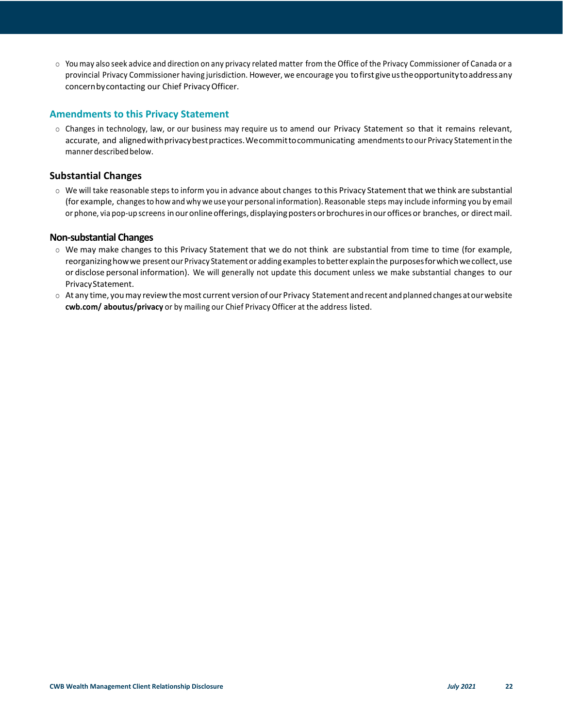- You may also seek advice and direction on any privacy related matter from the Office of the Privacy Commissioner of Canada or a provincial Privacy Commissioner having jurisdiction. However, we encourage you to first give us the opportunity to address any concern by contacting our Chief Privacy Officer.

## Amendments to this Privacy Statement

- Changes in technology, law, or our business may require us to amend our Privacy Statement so that it remains relevant, accurate, and aligned with privacy best practices. We commit to communicating amendments to our Privacy Statement in the manner described below.

### Substantial Changes

- We will take reasonable steps to inform you in advance about changes to this Privacy Statement that we think are substantial (for example, changes to how and why we use your personal information). Reasonable steps may include informing you by email or phone, via pop-up screens in our online offerings, displaying posters or brochures in our offices or branches, or direct mail.

### Non-substantial Changes

- We may make changes to this Privacy Statement that we do not think are substantial from time to time (for example, reorganizing how we present our Privacy Statement or adding examples to better explain the purposes for which we collect, use or disclose personal information). We will generally not update this document unless we make substantial changes to our Privacy Statement.
- At any time, you may review the most current version of our Privacy Statement and recent and planned changes at our website **cwb.com/ aboutus/privacy** or by mailing our Chief Privacy Officer at the address listed.